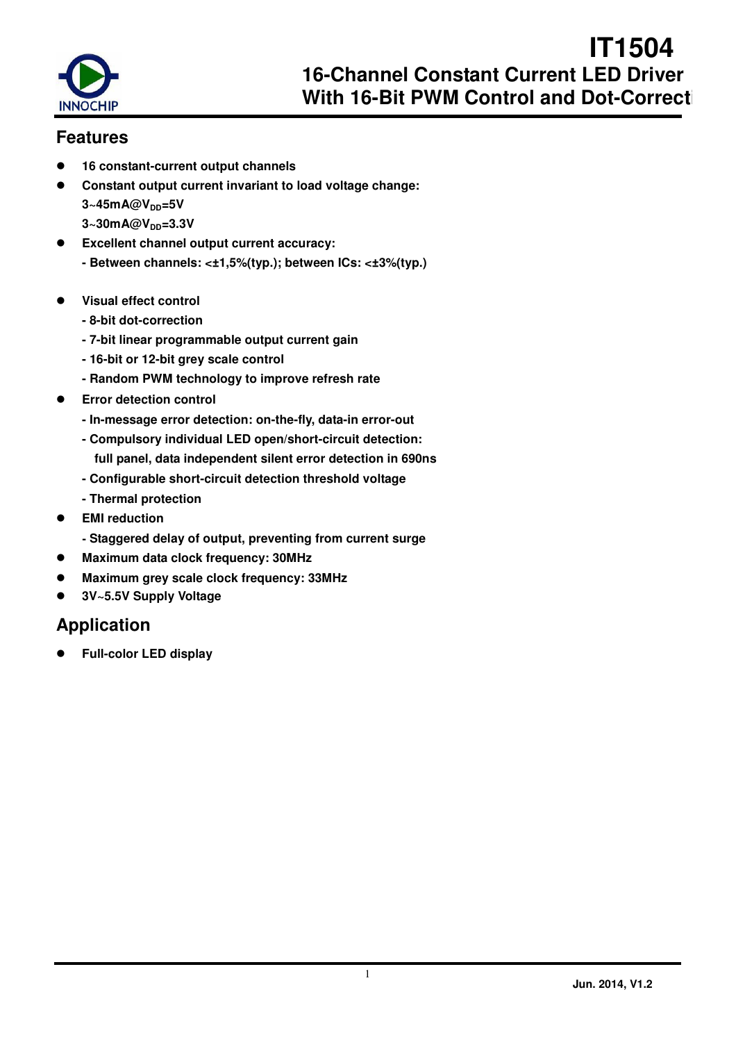# IT1504

## 16-Channel Constant Current LED Driver With 16-Bit PWM Control and Dot-Correcti

## Features

- 16 constant-current output channels
- Constant output current invariant to load voltage change:
  3~45mA@$V_{DD}$=5V
  3~30mA@$V_{DD}$=3.3V
- Excellent channel output current accuracy:
  - Between channels: <±1,5%(typ.); between ICs: <±3%(typ.)
- Visual effect control
  - 8-bit dot-correction
  - 7-bit linear programmable output current gain
  - 16-bit or 12-bit grey scale control
  - Random PWM technology to improve refresh rate
- Error detection control
  - In-message error detection: on-the-fly, data-in error-out
  - Compulsory individual LED open/short-circuit detection: full panel, data independent silent error detection in 690ns
  - Configurable short-circuit detection threshold voltage
  - Thermal protection
- EMI reduction
  - Staggered delay of output, preventing from current surge
- Maximum data clock frequency: 30MHz
- Maximum grey scale clock frequency: 33MHz
- 3V~5.5V Supply Voltage

## Application

- Full-color LED display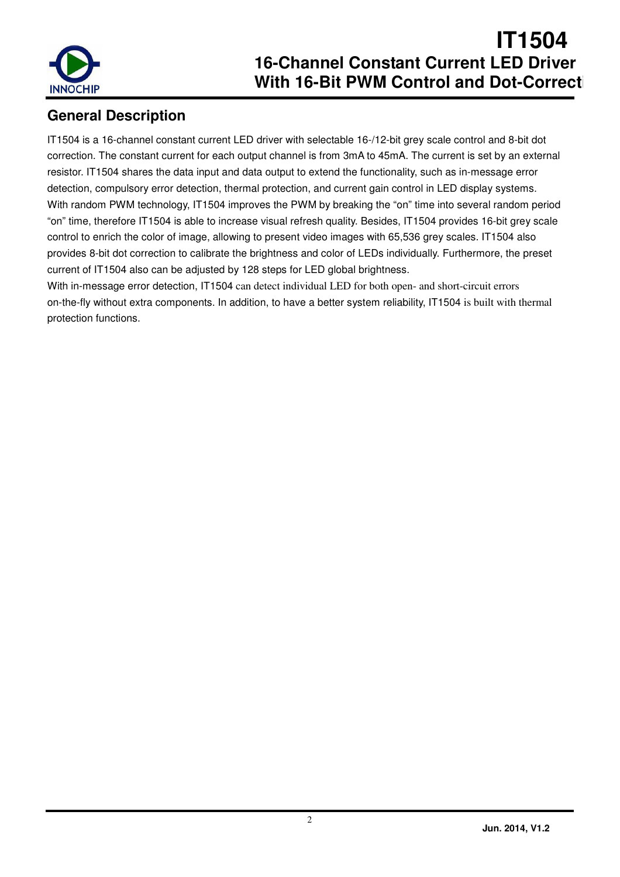## General Description

IT1504 is a 16-channel constant current LED driver with selectable 16-/12-bit grey scale control and 8-bit dot correction. The constant current for each output channel is from 3mA to 45mA. The current is set by an external resistor. IT1504 shares the data input and data output to extend the functionality, such as in-message error detection, compulsory error detection, thermal protection, and current gain control in LED display systems. With random PWM technology, IT1504 improves the PWM by breaking the "on" time into several random period "on" time, therefore IT1504 is able to increase visual refresh quality. Besides, IT1504 provides 16-bit grey scale control to enrich the color of image, allowing to present video images with 65,536 grey scales. IT1504 also provides 8-bit dot correction to calibrate the brightness and color of LEDs individually. Furthermore, the preset current of IT1504 also can be adjusted by 128 steps for LED global brightness.

With in-message error detection, IT1504 can detect individual LED for both open- and short-circuit errors on-the-fly without extra components. In addition, to have a better system reliability, IT1504 is built with thermal protection functions.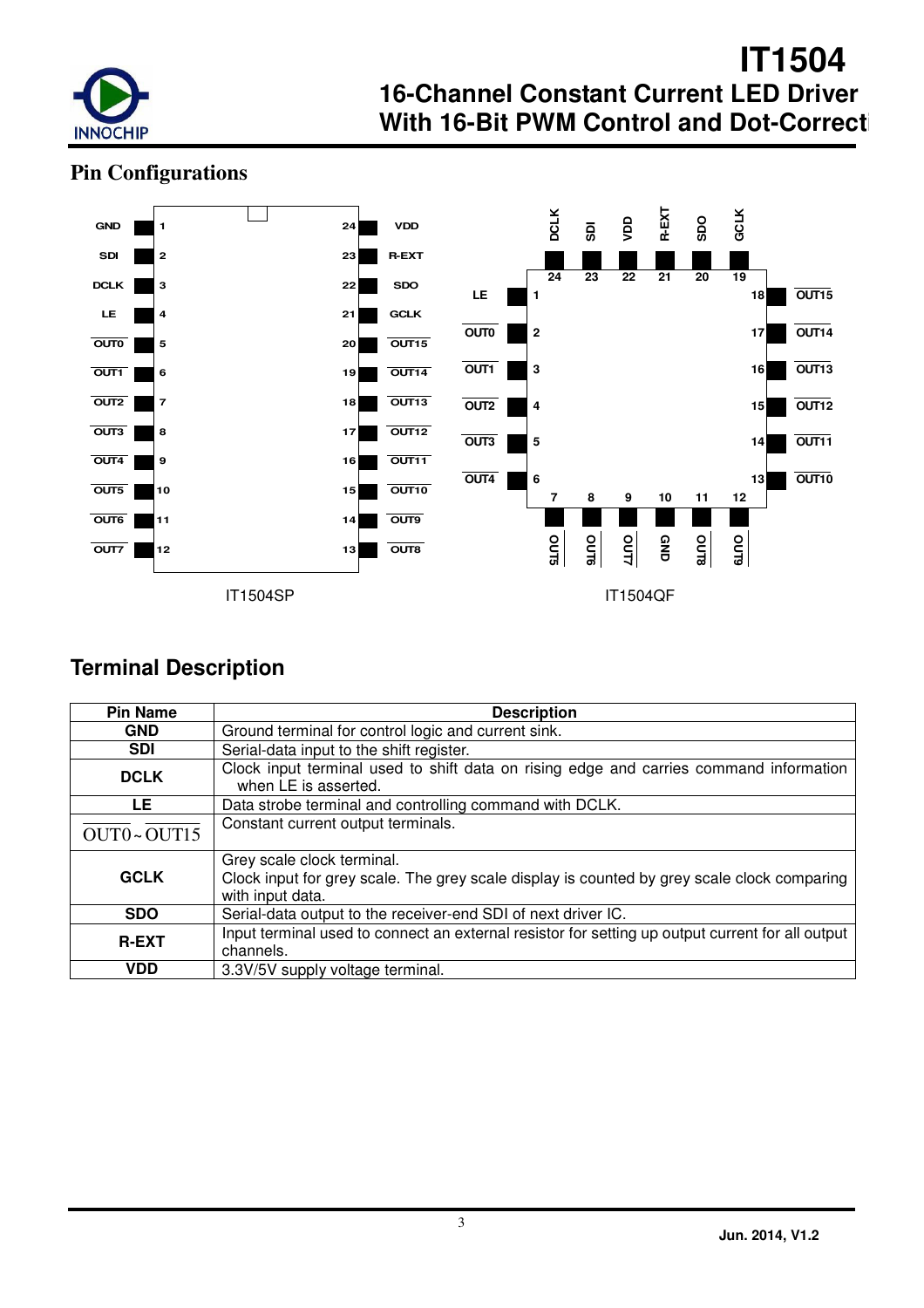## Pin Configurations

| Pin | IT1504SP | Pin | IT1504SP |
|---|---|---|---|
| 1 | GND | 24 | VDD |
| 2 | SDI | 23 | R-EXT |
| 3 | DCLK | 22 | SDO |
| 4 | LE | 21 | GCLK |
| 5 | $\overline{OUT0}$ | 20 | $\overline{OUT15}$ |
| 6 | $\overline{OUT1}$ | 19 | $\overline{OUT14}$ |
| 7 | $\overline{OUT2}$ | 18 | $\overline{OUT13}$ |
| 8 | $\overline{OUT3}$ | 17 | $\overline{OUT12}$ |
| 9 | $\overline{OUT4}$ | 16 | $\overline{OUT11}$ |
| 10 | $\overline{OUT5}$ | 15 | $\overline{OUT10}$ |
| 11 | $\overline{OUT6}$ | 14 | $\overline{OUT9}$ |
| 12 | $\overline{OUT7}$ | 13 | $\overline{OUT8}$ |

IT1504SP

| Pin | IT1504QF | Pin | IT1504QF |
|---|---|---|---|
| 1 | LE | 13 | $\overline{OUT10}$ |
| 2 | $\overline{OUT0}$ | 14 | $\overline{OUT11}$ |
| 3 | $\overline{OUT1}$ | 15 | $\overline{OUT12}$ |
| 4 | $\overline{OUT2}$ | 16 | $\overline{OUT13}$ |
| 5 | $\overline{OUT3}$ | 17 | $\overline{OUT14}$ |
| 6 | $\overline{OUT4}$ | 18 | $\overline{OUT15}$ |
| 7 | $\overline{OUT5}$ | 19 | GCLK |
| 8 | $\overline{OUT6}$ | 20 | SDO |
| 9 | $\overline{OUT7}$ | 21 | R-EXT |
| 10 | GND | 22 | VDD |
| 11 | $\overline{OUT8}$ | 23 | SDI |
| 12 | $\overline{OUT9}$ | 24 | DCLK |

IT1504QF

## Terminal Description

| Pin Name | Description |
|---|---|
| GND | Ground terminal for control logic and current sink. |
| SDI | Serial-data input to the shift register. |
| DCLK | Clock input terminal used to shift data on rising edge and carries command information when LE is asserted. |
| LE | Data strobe terminal and controlling command with DCLK. |
| $\overline{OUT0} \sim \overline{OUT15}$ | Constant current output terminals. |
| GCLK | Grey scale clock terminal.<br>Clock input for grey scale. The grey scale display is counted by grey scale clock comparing with input data. |
| SDO | Serial-data output to the receiver-end SDI of next driver IC. |
| R-EXT | Input terminal used to connect an external resistor for setting up output current for all output channels. |
| VDD | 3.3V/5V supply voltage terminal. |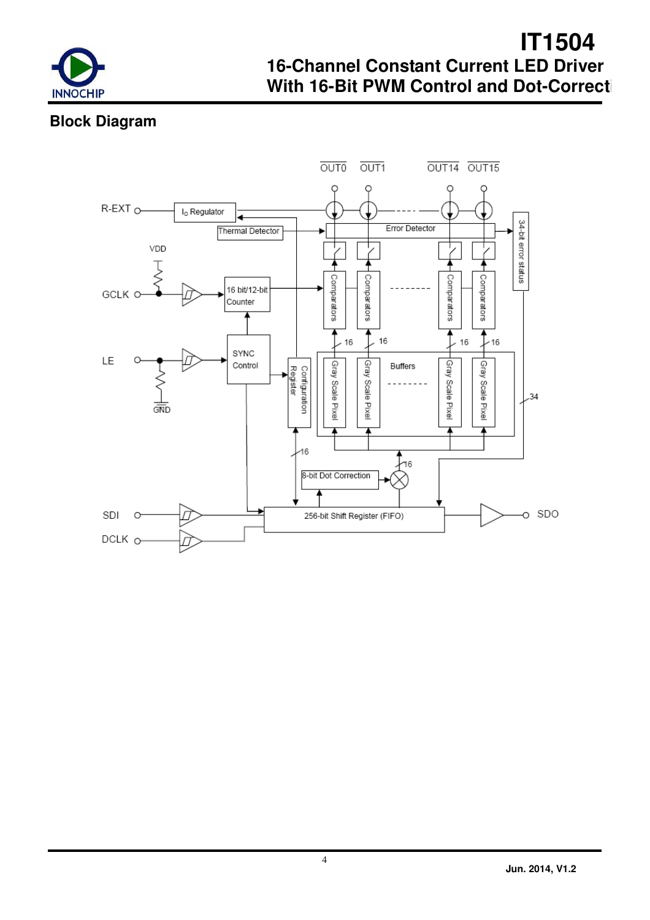## Block Diagram

OUT0 OUT1 OUT14 OUT15

R-EXT

$I_O$ Regulator

Thermal Detector

Error Detector

34-bit error status

VDD

GCLK

16 bit/12-bit Counter

Comparators Comparators Comparators Comparators

16 16 16 16

LE

SYNC Control

Configuration Register

Gray Scale Pixel Gray Scale Pixel Buffers Gray Scale Pixel Gray Scale Pixel

34

GND

16

16

8-bit Dot Correction

SDI

256-bit Shift Register (FIFO)

SDO

DCLK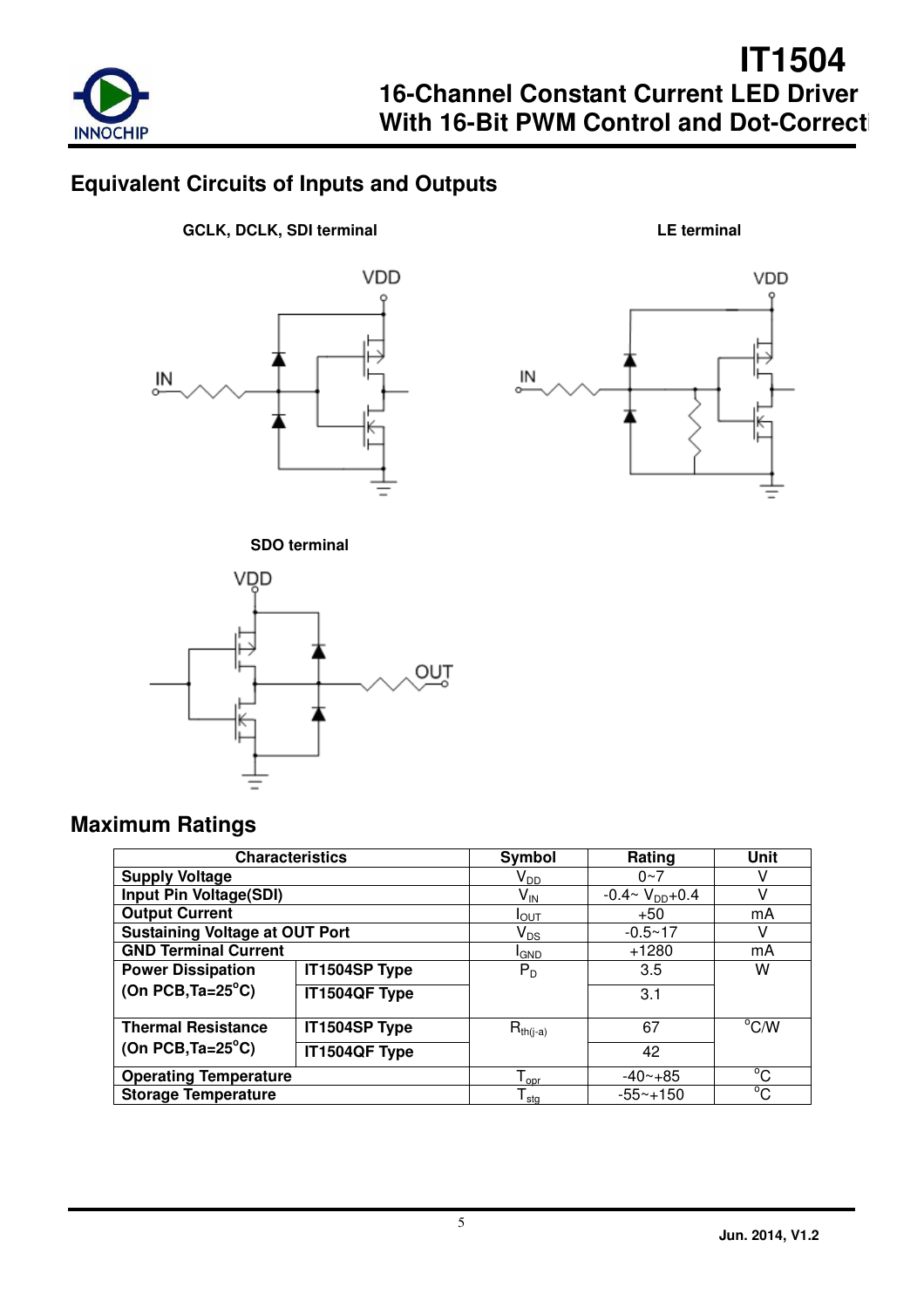## Equivalent Circuits of Inputs and Outputs

**GCLK, DCLK, SDI terminal**

**LE terminal**

**SDO terminal**

## Maximum Ratings

| Characteristics | | Symbol | Rating | Unit |
|---|---|---|---|---|
| **Supply Voltage** | | $V_{DD}$ | 0~7 | V |
| **Input Pin Voltage(SDI)** | | $V_{IN}$ | -0.4~ $V_{DD}$+0.4 | V |
| **Output Current** | | $I_{OUT}$ | +50 | mA |
| **Sustaining Voltage at OUT Port** | | $V_{DS}$ | -0.5~17 | V |
| **GND Terminal Current** | | $I_{GND}$ | +1280 | mA |
| **Power Dissipation (On PCB,Ta=25°C)** | **IT1504SP Type** | $P_D$ | 3.5 | W |
| | **IT1504QF Type** | | 3.1 | |
| **Thermal Resistance (On PCB,Ta=25°C)** | **IT1504SP Type** | $R_{th(j-a)}$ | 67 | °C/W |
| | **IT1504QF Type** | | 42 | |
| **Operating Temperature** | | $T_{opr}$ | -40~+85 | °C |
| **Storage Temperature** | | $T_{stg}$ | -55~+150 | °C |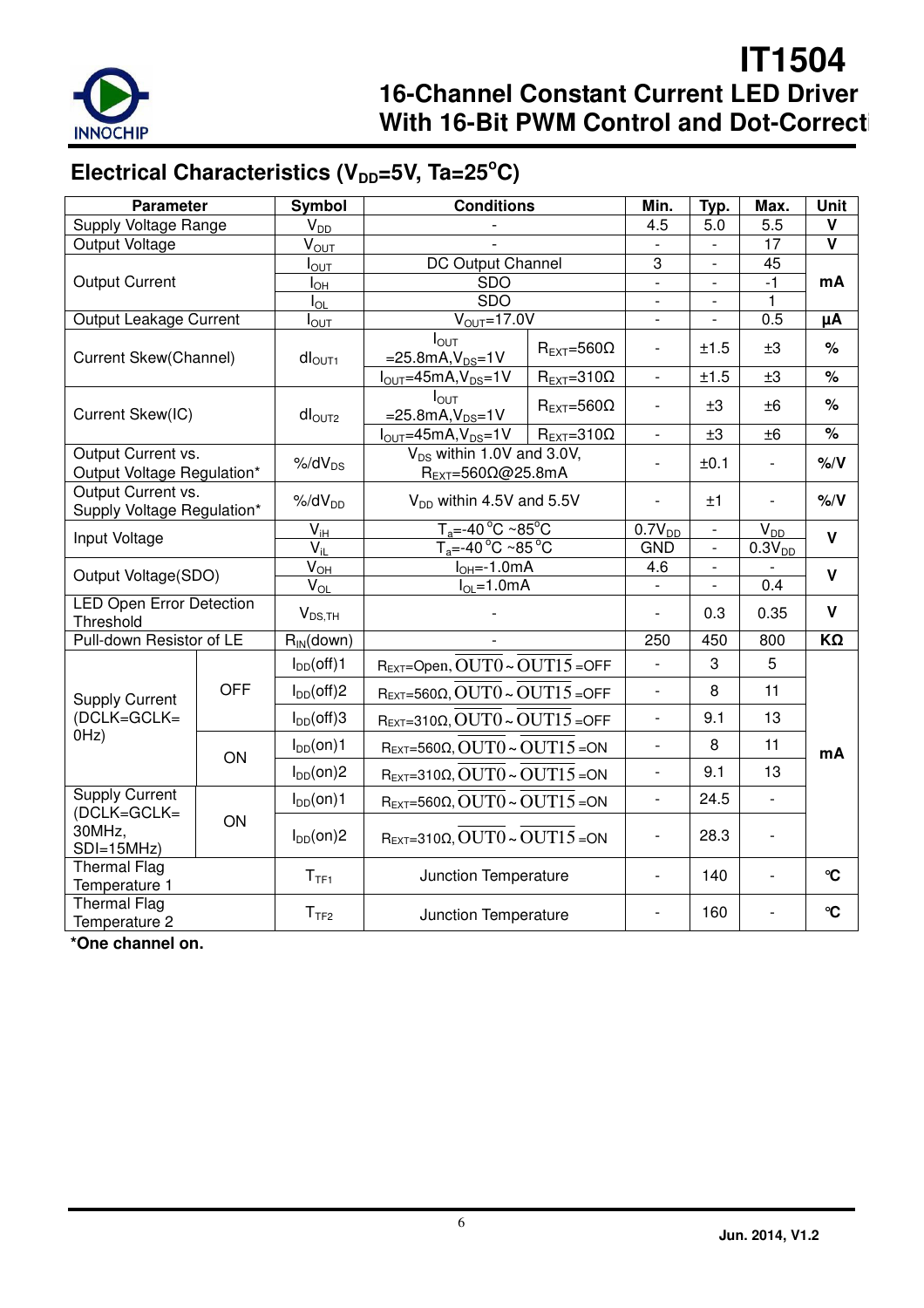## Electrical Characteristics ($V_{DD}$=5V, Ta=25°C)

| Parameter | | Symbol | Conditions | | Min. | Typ. | Max. | Unit |
|---|---|---|---|---|---|---|---|---|
| Supply Voltage Range | | $V_{DD}$ | - | | 4.5 | 5.0 | 5.5 | V |
| Output Voltage | | $V_{OUT}$ | - | | - | - | 17 | V |
| Output Current | | $I_{OUT}$ | DC Output Channel | | 3 | - | 45 | mA |
| | | $I_{OH}$ | SDO | | - | - | -1 | mA |
| | | $I_{OL}$ | SDO | | - | - | 1 | mA |
| Output Leakage Current | | $I_{OUT}$ | $V_{OUT}$=17.0V | | - | - | 0.5 | µA |
| Current Skew(Channel) | | $dI_{OUT1}$ | $I_{OUT}$=25.8mA,$V_{DS}$=1V | $R_{EXT}$=560Ω | - | ±1.5 | ±3 | % |
| | | | $I_{OUT}$=45mA,$V_{DS}$=1V | $R_{EXT}$=310Ω | - | ±1.5 | ±3 | % |
| Current Skew(IC) | | $dI_{OUT2}$ | $I_{OUT}$=25.8mA,$V_{DS}$=1V | $R_{EXT}$=560Ω | - | ±3 | ±6 | % |
| | | | $I_{OUT}$=45mA,$V_{DS}$=1V | $R_{EXT}$=310Ω | - | ±3 | ±6 | % |
| Output Current vs. Output Voltage Regulation* | | %/$dV_{DS}$ | $V_{DS}$ within 1.0V and 3.0V, $R_{EXT}$=560Ω@25.8mA | | - | ±0.1 | - | %/V |
| Output Current vs. Supply Voltage Regulation* | | %/$dV_{DD}$ | $V_{DD}$ within 4.5V and 5.5V | | - | ±1 | - | %/V |
| Input Voltage | | $V_{IH}$ | $T_a$=-40°C ~85°C | | 0.7$V_{DD}$ | - | $V_{DD}$ | V |
| | | $V_{IL}$ | $T_a$=-40°C ~85°C | | GND | - | 0.3$V_{DD}$ | V |
| Output Voltage(SDO) | | $V_{OH}$ | $I_{OH}$=-1.0mA | | 4.6 | - | - | V |
| | | $V_{OL}$ | $I_{OL}$=1.0mA | | - | - | 0.4 | V |
| LED Open Error Detection Threshold | | $V_{DS,TH}$ | - | | - | 0.3 | 0.35 | V |
| Pull-down Resistor of LE | | $R_{IN}$(down) | - | | 250 | 450 | 800 | KΩ |
| Supply Current (DCLK=GCLK=0Hz) | OFF | $I_{DD}$(off)1 | $R_{EXT}$=Open, $\overline{OUT0}$ ~ $\overline{OUT15}$ =OFF | | - | 3 | 5 | mA |
| | | $I_{DD}$(off)2 | $R_{EXT}$=560Ω, $\overline{OUT0}$ ~ $\overline{OUT15}$ =OFF | | - | 8 | 11 | mA |
| | | $I_{DD}$(off)3 | $R_{EXT}$=310Ω, $\overline{OUT0}$ ~ $\overline{OUT15}$ =OFF | | - | 9.1 | 13 | mA |
| | ON | $I_{DD}$(on)1 | $R_{EXT}$=560Ω, $\overline{OUT0}$ ~ $\overline{OUT15}$ =ON | | - | 8 | 11 | mA |
| | | $I_{DD}$(on)2 | $R_{EXT}$=310Ω, $\overline{OUT0}$ ~ $\overline{OUT15}$ =ON | | - | 9.1 | 13 | mA |
| Supply Current (DCLK=GCLK=30MHz, SDI=15MHz) | ON | $I_{DD}$(on)1 | $R_{EXT}$=560Ω, $\overline{OUT0}$ ~ $\overline{OUT15}$ =ON | | - | 24.5 | - | mA |
| | | $I_{DD}$(on)2 | $R_{EXT}$=310Ω, $\overline{OUT0}$ ~ $\overline{OUT15}$ =ON | | - | 28.3 | - | mA |
| Thermal Flag Temperature 1 | | $T_{TF1}$ | Junction Temperature | | - | 140 | - | ℃ |
| Thermal Flag Temperature 2 | | $T_{TF2}$ | Junction Temperature | | - | 160 | - | ℃ |

**\*One channel on.**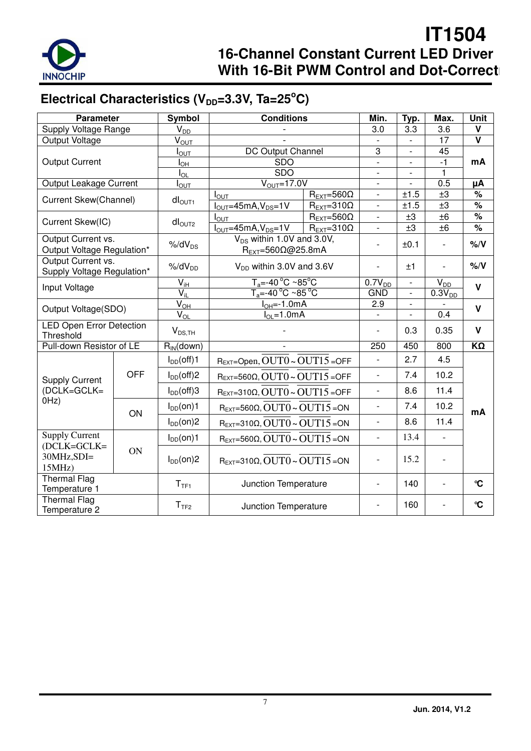## Electrical Characteristics ($V_{DD}$=3.3V, Ta=25°C)

| Parameter | | Symbol | Conditions | | Min. | Typ. | Max. | Unit |
|---|---|---|---|---|---|---|---|---|
| Supply Voltage Range | | $V_{DD}$ | - | | 3.0 | 3.3 | 3.6 | V |
| Output Voltage | | $V_{OUT}$ | - | | - | - | 17 | V |
| Output Current | | $I_{OUT}$ | DC Output Channel | | 3 | - | 45 | mA |
| | | $I_{OH}$ | SDO | | - | - | -1 | |
| | | $I_{OL}$ | SDO | | - | - | 1 | |
| Output Leakage Current | | $I_{OUT}$ | $V_{OUT}$=17.0V | | - | - | 0.5 | μA |
| Current Skew(Channel) | | $dI_{OUT1}$ | $I_{OUT}$ | $R_{EXT}$=560Ω | - | ±1.5 | ±3 | % |
| | | | $I_{OUT}$=45mA,$V_{DS}$=1V | $R_{EXT}$=310Ω | - | ±1.5 | ±3 | % |
| Current Skew(IC) | | $dI_{OUT2}$ | $I_{OUT}$ | $R_{EXT}$=560Ω | - | ±3 | ±6 | % |
| | | | $I_{OUT}$=45mA,$V_{DS}$=1V | $R_{EXT}$=310Ω | - | ±3 | ±6 | % |
| Output Current vs. Output Voltage Regulation* | | %/d$V_{DS}$ | $V_{DS}$ within 1.0V and 3.0V, $R_{EXT}$=560Ω@25.8mA | | - | ±0.1 | - | %/V |
| Output Current vs. Supply Voltage Regulation* | | %/d$V_{DD}$ | $V_{DD}$ within 3.0V and 3.6V | | - | ±1 | - | %/V |
| Input Voltage | | $V_{IH}$ | $T_a$=-40°C ~85°C | | 0.7$V_{DD}$ | - | $V_{DD}$ | V |
| | | $V_{IL}$ | $T_a$=-40°C ~85°C | | GND | - | 0.3$V_{DD}$ | |
| Output Voltage(SDO) | | $V_{OH}$ | $I_{OH}$=-1.0mA | | 2.9 | - | - | V |
| | | $V_{OL}$ | $I_{OL}$=1.0mA | | - | - | 0.4 | |
| LED Open Error Detection Threshold | | $V_{DS,TH}$ | - | | - | 0.3 | 0.35 | V |
| Pull-down Resistor of LE | | $R_{IN}$(down) | - | | 250 | 450 | 800 | KΩ |
| Supply Current (DCLK=GCLK=0Hz) | OFF | $I_{DD}$(off)1 | $R_{EXT}$=Open, $\overline{OUT0}$ ~ $\overline{OUT15}$ =OFF | | - | 2.7 | 4.5 | mA |
| | | $I_{DD}$(off)2 | $R_{EXT}$=560Ω, $\overline{OUT0}$ ~ $\overline{OUT15}$ =OFF | | - | 7.4 | 10.2 | |
| | | $I_{DD}$(off)3 | $R_{EXT}$=310Ω, $\overline{OUT0}$ ~ $\overline{OUT15}$ =OFF | | - | 8.6 | 11.4 | |
| | ON | $I_{DD}$(on)1 | $R_{EXT}$=560Ω, $\overline{OUT0}$ ~ $\overline{OUT15}$ =ON | | - | 7.4 | 10.2 | |
| | | $I_{DD}$(on)2 | $R_{EXT}$=310Ω, $\overline{OUT0}$ ~ $\overline{OUT15}$ =ON | | - | 8.6 | 11.4 | |
| Supply Current (DCLK=GCLK=30MHz,SDI=15MHz) | ON | $I_{DD}$(on)1 | $R_{EXT}$=560Ω, $\overline{OUT0}$ ~ $\overline{OUT15}$ =ON | | - | 13.4 | - | |
| | | $I_{DD}$(on)2 | $R_{EXT}$=310Ω, $\overline{OUT0}$ ~ $\overline{OUT15}$ =ON | | - | 15.2 | - | |
| Thermal Flag Temperature 1 | | $T_{TF1}$ | Junction Temperature | | - | 140 | - | °C |
| Thermal Flag Temperature 2 | | $T_{TF2}$ | Junction Temperature | | - | 160 | - | °C |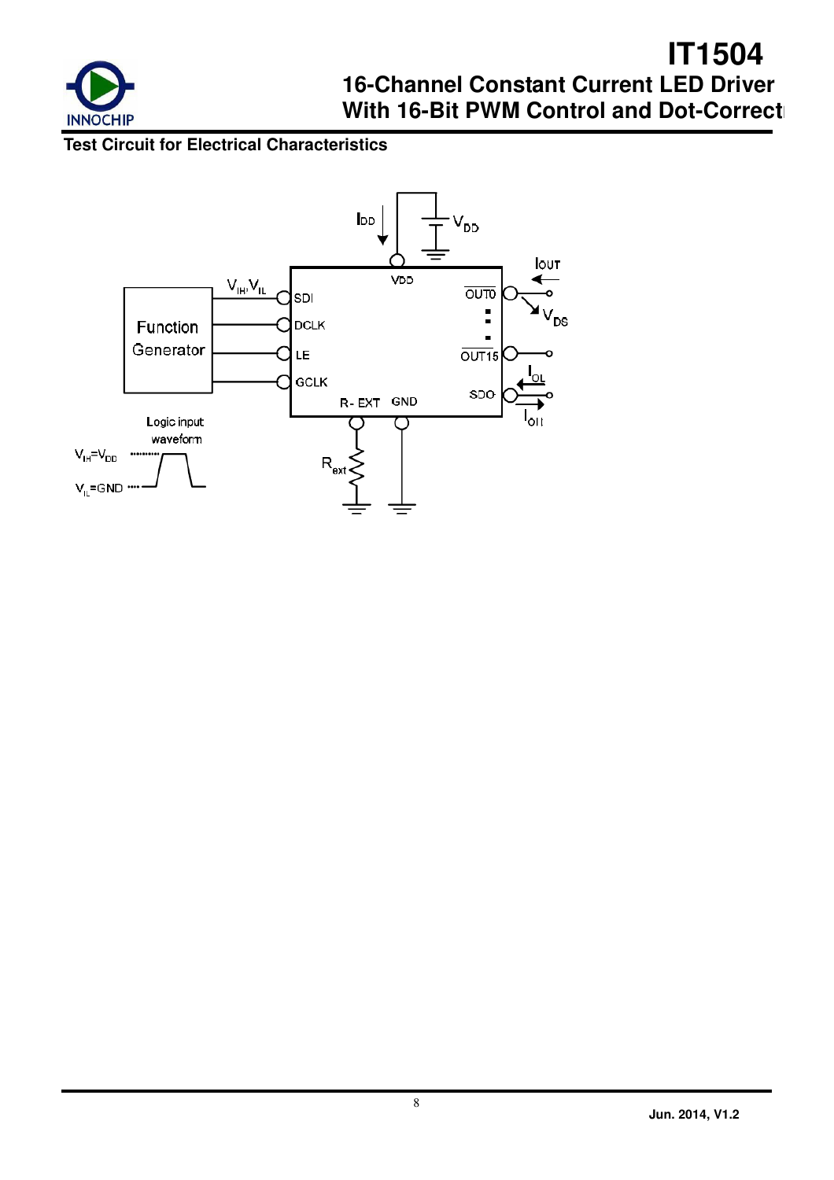**Test Circuit for Electrical Characteristics**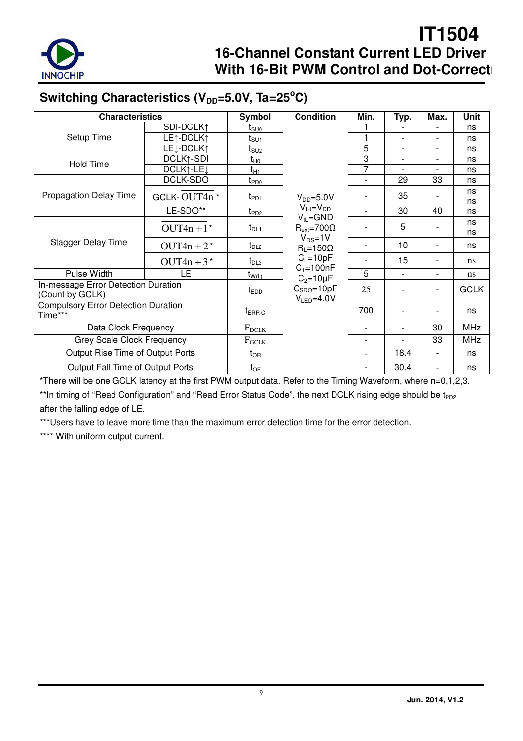## Switching Characteristics ($V_{DD}$=5.0V, Ta=25°C)

| Characteristics | | Symbol | Condition | Min. | Typ. | Max. | Unit |
|---|---|---|---|---|---|---|---|
| Setup Time | SDI-DCLK↑ | $t_{SU0}$ | $V_{DD}$=5.0V<br>$V_{IH}$=$V_{DD}$<br>$V_{IL}$=GND<br>$R_{ext}$=700Ω<br>$V_{DS}$=1V<br>$R_L$=150Ω<br>$C_L$=10pF<br>$C_1$=100nF<br>$C_2$=10μF<br>$C_{SDO}$=10pF<br>$V_{LED}$=4.0V | 1 | - | - | ns |
| | LE↑-DCLK↑ | $t_{SU1}$ | | 1 | - | - | ns |
| | LE↓-DCLK↑ | $t_{SU2}$ | | 5 | - | - | ns |
| Hold Time | DCLK↑-SDI | $t_{H0}$ | | 3 | - | - | ns |
| | DCLK↑-LE↓ | $t_{H1}$ | | 7 | - | - | ns |
| Propagation Delay Time | DCLK-SDO | $t_{PD0}$ | | - | 29 | 33 | ns |
| | GCLK- $\overline{OUT4n}$ * | $t_{PD1}$ | | - | 35 | - | ns |
| | LE-SDO** | $t_{PD2}$ | | - | 30 | 40 | ns |
| Stagger Delay Time | $\overline{OUT4n+1}$ * | $t_{DL1}$ | | - | 5 | - | ns |
| | $\overline{OUT4n+2}$ * | $t_{DL2}$ | | - | 10 | - | ns |
| | $\overline{OUT4n+3}$ * | $t_{DL3}$ | | - | 15 | - | ns |
| Pulse Width | LE | $t_{W(L)}$ | | 5 | - | - | ns |
| In-message Error Detection Duration (Count by GCLK) | | $t_{EDD}$ | | 25 | - | - | GCLK |
| Compulsory Error Detection Duration Time*** | | $t_{ERR\text{-}C}$ | | 700 | - | - | ns |
| Data Clock Frequency | | $F_{DCLK}$ | | - | - | 30 | MHz |
| Grey Scale Clock Frequency | | $F_{GCLK}$ | | - | - | 33 | MHz |
| Output Rise Time of Output Ports | | $t_{OR}$ | | - | 18.4 | - | ns |
| Output Fall Time of Output Ports | | $t_{OF}$ | | - | 30.4 | - | ns |

*There will be one GCLK latency at the first PWM output data. Refer to the Timing Waveform, where n=0,1,2,3.

**In timing of "Read Configuration" and "Read Error Status Code", the next DCLK rising edge should be $t_{PD2}$ after the falling edge of LE.

***Users have to leave more time than the maximum error detection time for the error detection.

**** With uniform output current.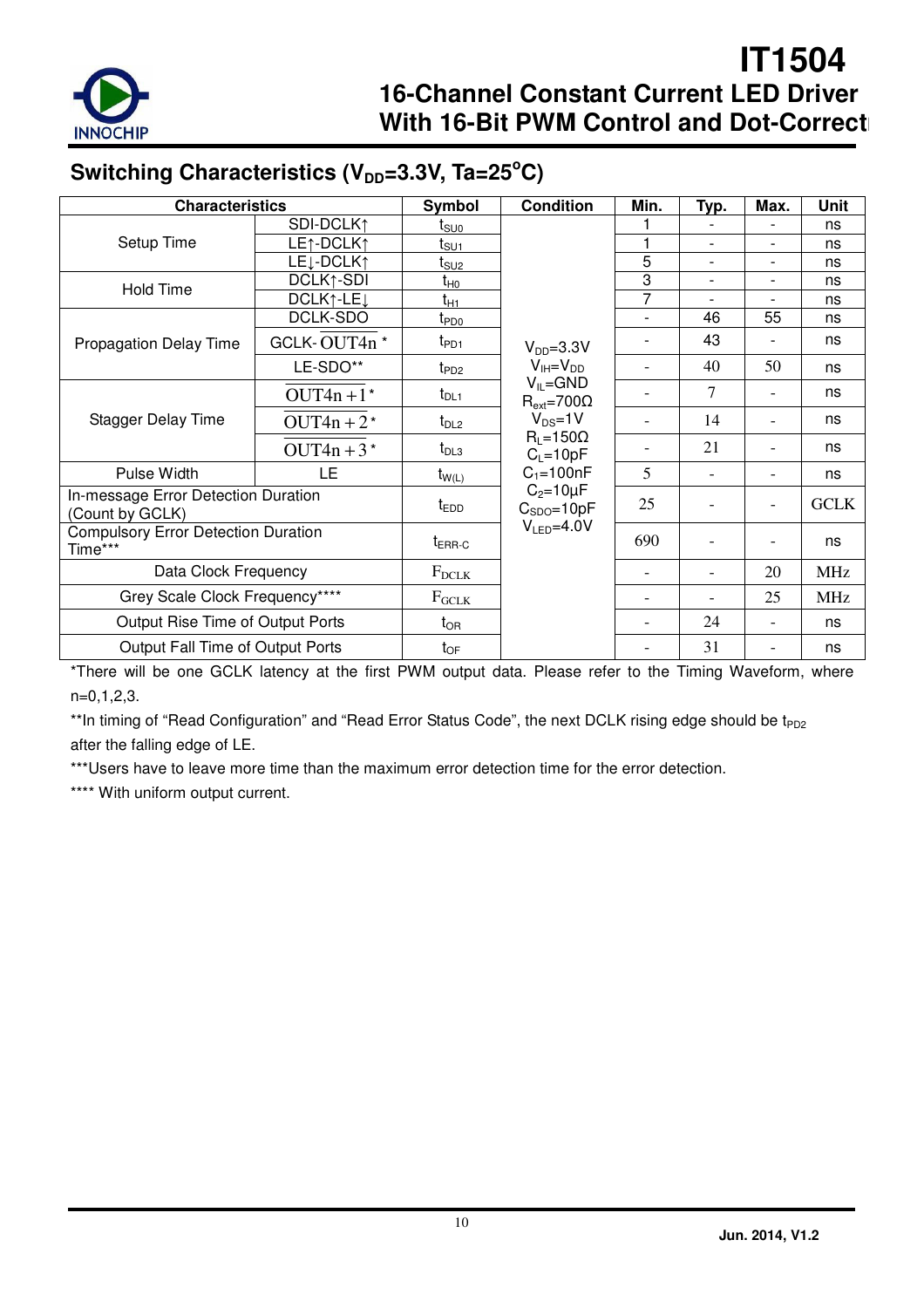## Switching Characteristics ($V_{DD}$=3.3V, Ta=25°C)

| Characteristics | | Symbol | Condition | Min. | Typ. | Max. | Unit |
|---|---|---|---|---|---|---|---|
| Setup Time | SDI-DCLK↑ | $t_{SU0}$ | $V_{DD}$=3.3V<br>$V_{IH}$=$V_{DD}$<br>$V_{IL}$=GND<br>$R_{ext}$=700Ω<br>$V_{DS}$=1V<br>$R_L$=150Ω<br>$C_L$=10pF<br>$C_1$=100nF<br>$C_2$=10µF<br>$C_{SDO}$=10pF<br>$V_{LED}$=4.0V | 1 | - | - | ns |
| | LE↑-DCLK↑ | $t_{SU1}$ | | 1 | - | - | ns |
| | LE↓-DCLK↑ | $t_{SU2}$ | | 5 | - | - | ns |
| Hold Time | DCLK↑-SDI | $t_{H0}$ | | 3 | - | - | ns |
| | DCLK↑-LE↓ | $t_{H1}$ | | 7 | - | - | ns |
| Propagation Delay Time | DCLK-SDO | $t_{PD0}$ | | - | 46 | 55 | ns |
| | GCLK-$\overline{OUT4n}$ * | $t_{PD1}$ | | - | 43 | - | ns |
| | LE-SDO** | $t_{PD2}$ | | - | 40 | 50 | ns |
| Stagger Delay Time | $\overline{OUT4n+1}$ * | $t_{DL1}$ | | - | 7 | - | ns |
| | $\overline{OUT4n+2}$ * | $t_{DL2}$ | | - | 14 | - | ns |
| | $\overline{OUT4n+3}$ * | $t_{DL3}$ | | - | 21 | - | ns |
| Pulse Width | LE | $t_{W(L)}$ | | 5 | - | - | ns |
| In-message Error Detection Duration (Count by GCLK) | | $t_{EDD}$ | | 25 | - | - | GCLK |
| Compulsory Error Detection Duration Time*** | | $t_{ERR\text{-}C}$ | | 690 | - | - | ns |
| Data Clock Frequency | | $F_{DCLK}$ | | - | - | 20 | MHz |
| Grey Scale Clock Frequency**** | | $F_{GCLK}$ | | - | - | 25 | MHz |
| Output Rise Time of Output Ports | | $t_{OR}$ | | - | 24 | - | ns |
| Output Fall Time of Output Ports | | $t_{OF}$ | | - | 31 | - | ns |

*There will be one GCLK latency at the first PWM output data. Please refer to the Timing Waveform, where n=0,1,2,3.

**In timing of "Read Configuration" and "Read Error Status Code", the next DCLK rising edge should be $t_{PD2}$ after the falling edge of LE.

***Users have to leave more time than the maximum error detection time for the error detection.

**** With uniform output current.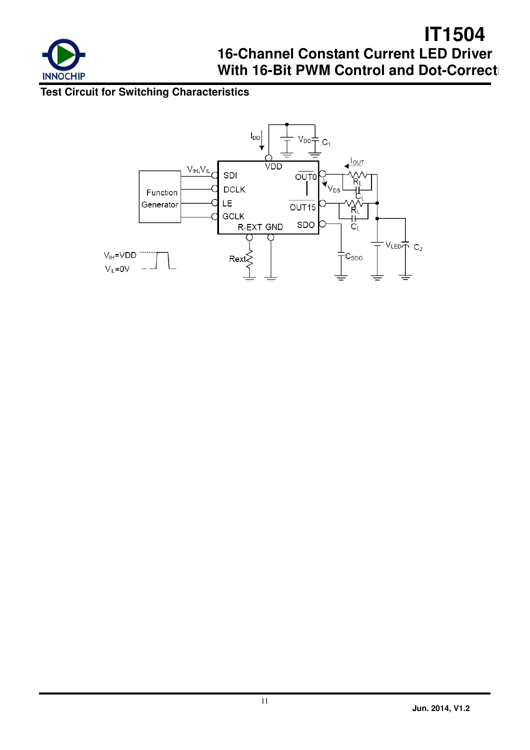## Test Circuit for Switching Characteristics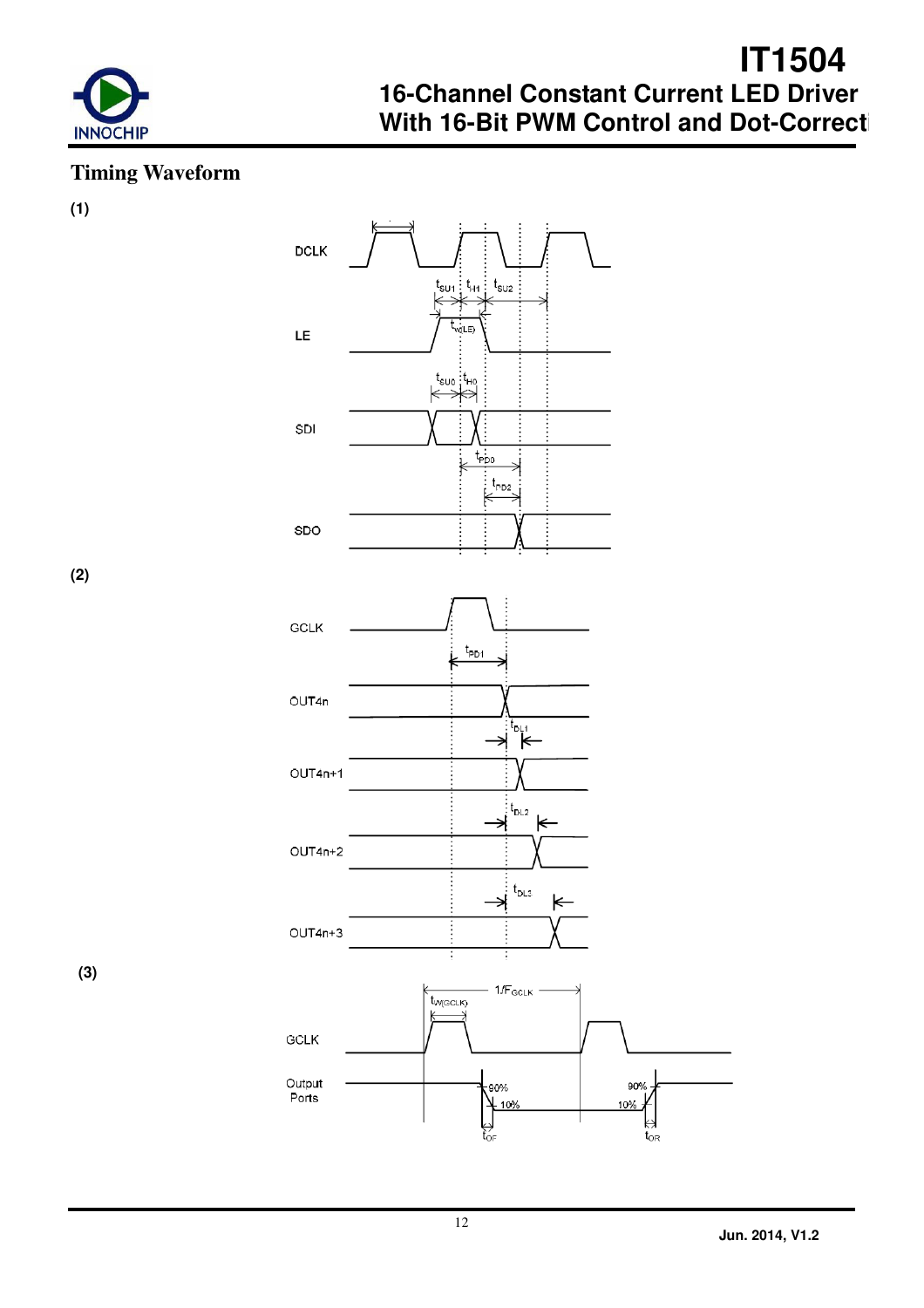## Timing Waveform

(1)

DCLK

$t_{SU1}$ $t_{H1}$ $t_{SU2}$

LE

$t_{W(LE)}$

$t_{SU0}$ $t_{H0}$

SDI

$t_{PD0}$

$t_{PD2}$

SDO

(2)

GCLK

$t_{PD1}$

OUT4n

$t_{DL1}$

OUT4n+1

$t_{DL2}$

OUT4n+2

$t_{DL3}$

OUT4n+3

(3)

$1/F_{GCLK}$

$t_{W(GCLK)}$

GCLK

Output Ports

90%

10%

$t_{OF}$

90%

10%

$t_{OR}$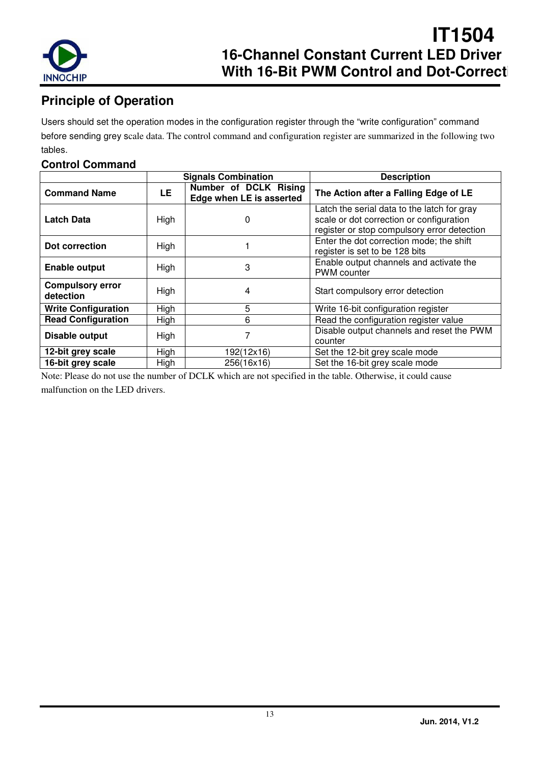## Principle of Operation

Users should set the operation modes in the configuration register through the "write configuration" command before sending grey scale data. The control command and configuration register are summarized in the following two tables.

### Control Command

| | Signals Combination | | Description |
|---|---|---|---|
| **Command Name** | **LE** | **Number of DCLK Rising Edge when LE is asserted** | **The Action after a Falling Edge of LE** |
| **Latch Data** | High | 0 | Latch the serial data to the latch for gray scale or dot correction or configuration register or stop compulsory error detection |
| **Dot correction** | High | 1 | Enter the dot correction mode; the shift register is set to be 128 bits |
| **Enable output** | High | 3 | Enable output channels and activate the PWM counter |
| **Compulsory error detection** | High | 4 | Start compulsory error detection |
| **Write Configuration** | High | 5 | Write 16-bit configuration register |
| **Read Configuration** | High | 6 | Read the configuration register value |
| **Disable output** | High | 7 | Disable output channels and reset the PWM counter |
| **12-bit grey scale** | High | 192(12x16) | Set the 12-bit grey scale mode |
| **16-bit grey scale** | High | 256(16x16) | Set the 16-bit grey scale mode |

Note: Please do not use the number of DCLK which are not specified in the table. Otherwise, it could cause malfunction on the LED drivers.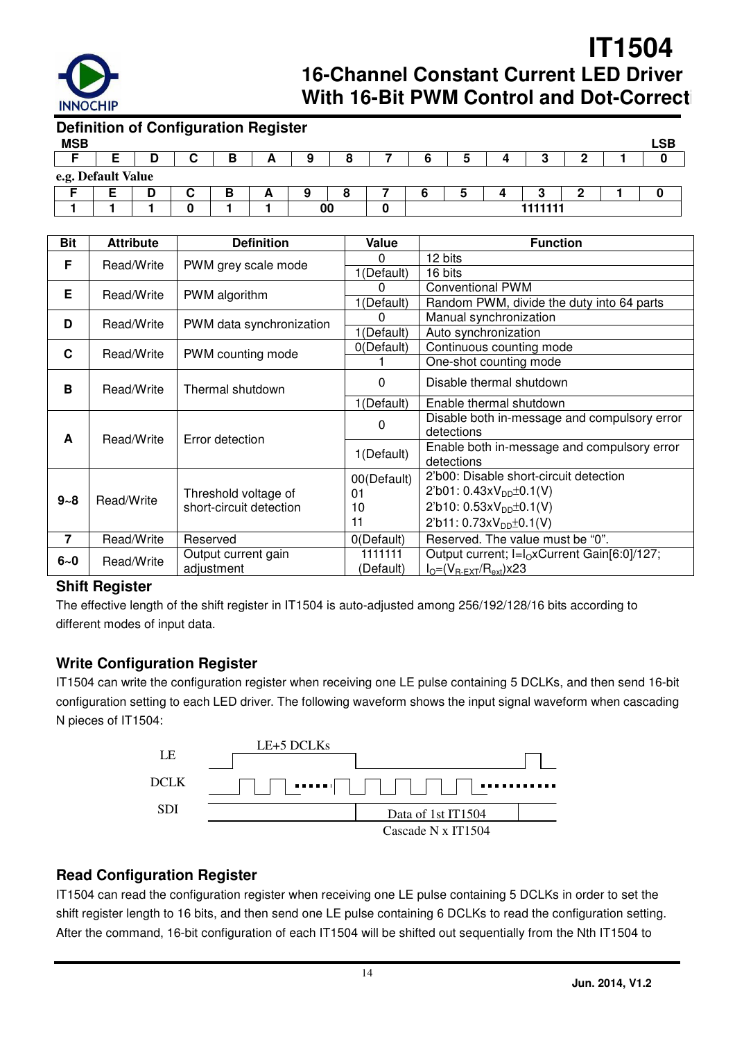## Definition of Configuration Register

| MSB | | | | | | | | | | | | | | | LSB |
|---|---|---|---|---|---|---|---|---|---|---|---|---|---|---|---|
| F | E | D | C | B | A | 9 | 8 | 7 | 6 | 5 | 4 | 3 | 2 | 1 | 0 |

**e.g. Default Value**

| F | E | D | C | B | A | 9 | 8 | 7 | 6 | 5 | 4 | 3 | 2 | 1 | 0 |
|---|---|---|---|---|---|---|---|---|---|---|---|---|---|---|---|
| 1 | 1 | 1 | 0 | 1 | 1 | 00 | | 0 | 1111111 | | | | | | |

| Bit | Attribute | Definition | Value | Function |
|---|---|---|---|---|
| F | Read/Write | PWM grey scale mode | 0 | 12 bits |
| | | | 1(Default) | 16 bits |
| E | Read/Write | PWM algorithm | 0 | Conventional PWM |
| | | | 1(Default) | Random PWM, divide the duty into 64 parts |
| D | Read/Write | PWM data synchronization | 0 | Manual synchronization |
| | | | 1(Default) | Auto synchronization |
| C | Read/Write | PWM counting mode | 0(Default) | Continuous counting mode |
| | | | 1 | One-shot counting mode |
| B | Read/Write | Thermal shutdown | 0 | Disable thermal shutdown |
| | | | 1(Default) | Enable thermal shutdown |
| A | Read/Write | Error detection | 0 | Disable both in-message and compulsory error detections |
| | | | 1(Default) | Enable both in-message and compulsory error detections |
| 9~8 | Read/Write | Threshold voltage of short-circuit detection | 00(Default)<br>01<br>10<br>11 | 2'b00: Disable short-circuit detection<br>2'b01: $0.43xV_{DD}\pm0.1$(V)<br>2'b10: $0.53xV_{DD}\pm0.1$(V)<br>2'b11: $0.73xV_{DD}\pm0.1$(V) |
| 7 | Read/Write | Reserved | 0(Default) | Reserved. The value must be "0". |
| 6~0 | Read/Write | Output current gain adjustment | 1111111 (Default) | Output current; $I=I_O$xCurrent Gain[6:0]/127; $I_O=(V_{R\text{-}EXT}/R_{ext})$x23 |

### Shift Register

The effective length of the shift register in IT1504 is auto-adjusted among 256/192/128/16 bits according to different modes of input data.

### Write Configuration Register

IT1504 can write the configuration register when receiving one LE pulse containing 5 DCLKs, and then send 16-bit configuration setting to each LED driver. The following waveform shows the input signal waveform when cascading N pieces of IT1504:

LE — LE+5 DCLKs
DCLK
SDI — Data of 1st IT1504
Cascade N x IT1504

### Read Configuration Register

IT1504 can read the configuration register when receiving one LE pulse containing 5 DCLKs in order to set the shift register length to 16 bits, and then send one LE pulse containing 6 DCLKs to read the configuration setting. After the command, 16-bit configuration of each IT1504 will be shifted out sequentially from the Nth IT1504 to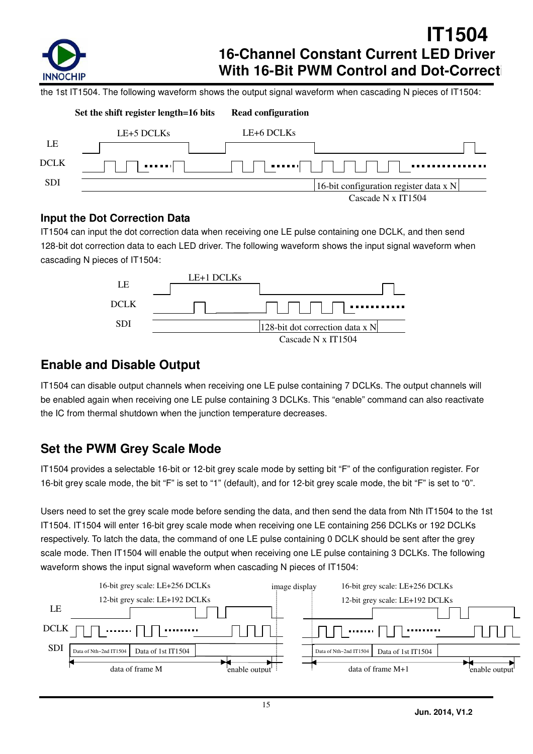the 1st IT1504. The following waveform shows the output signal waveform when cascading N pieces of IT1504:

Set the shift register length=16 bits　Read configuration

LE+5 DCLKs　LE+6 DCLKs

LE

DCLK

SDI　16-bit configuration register data x N

Cascade N x IT1504

### Input the Dot Correction Data

IT1504 can input the dot correction data when receiving one LE pulse containing one DCLK, and then send 128-bit dot correction data to each LED driver. The following waveform shows the input signal waveform when cascading N pieces of IT1504:

LE+1 DCLKs

LE

DCLK

SDI　128-bit dot correction data x N

Cascade N x IT1504

## Enable and Disable Output

IT1504 can disable output channels when receiving one LE pulse containing 7 DCLKs. The output channels will be enabled again when receiving one LE pulse containing 3 DCLKs. This "enable" command can also reactivate the IC from thermal shutdown when the junction temperature decreases.

## Set the PWM Grey Scale Mode

IT1504 provides a selectable 16-bit or 12-bit grey scale mode by setting bit "F" of the configuration register. For 16-bit grey scale mode, the bit "F" is set to "1" (default), and for 12-bit grey scale mode, the bit "F" is set to "0".

Users need to set the grey scale mode before sending the data, and then send the data from Nth IT1504 to the 1st IT1504. IT1504 will enter 16-bit grey scale mode when receiving one LE containing 256 DCLKs or 192 DCLKs respectively. To latch the data, the command of one LE pulse containing 0 DCLK should be sent after the grey scale mode. Then IT1504 will enable the output when receiving one LE pulse containing 3 DCLKs. The following waveform shows the input signal waveform when cascading N pieces of IT1504:

16-bit grey scale: LE+256 DCLKs　image display　16-bit grey scale: LE+256 DCLKs

12-bit grey scale: LE+192 DCLKs　12-bit grey scale: LE+192 DCLKs

LE

DCLK

SDI　Data of Nth~2nd IT1504　Data of 1st IT1504　Data of Nth~2nd IT1504　Data of 1st IT1504

data of frame M　enable output　data of frame M+1　enable output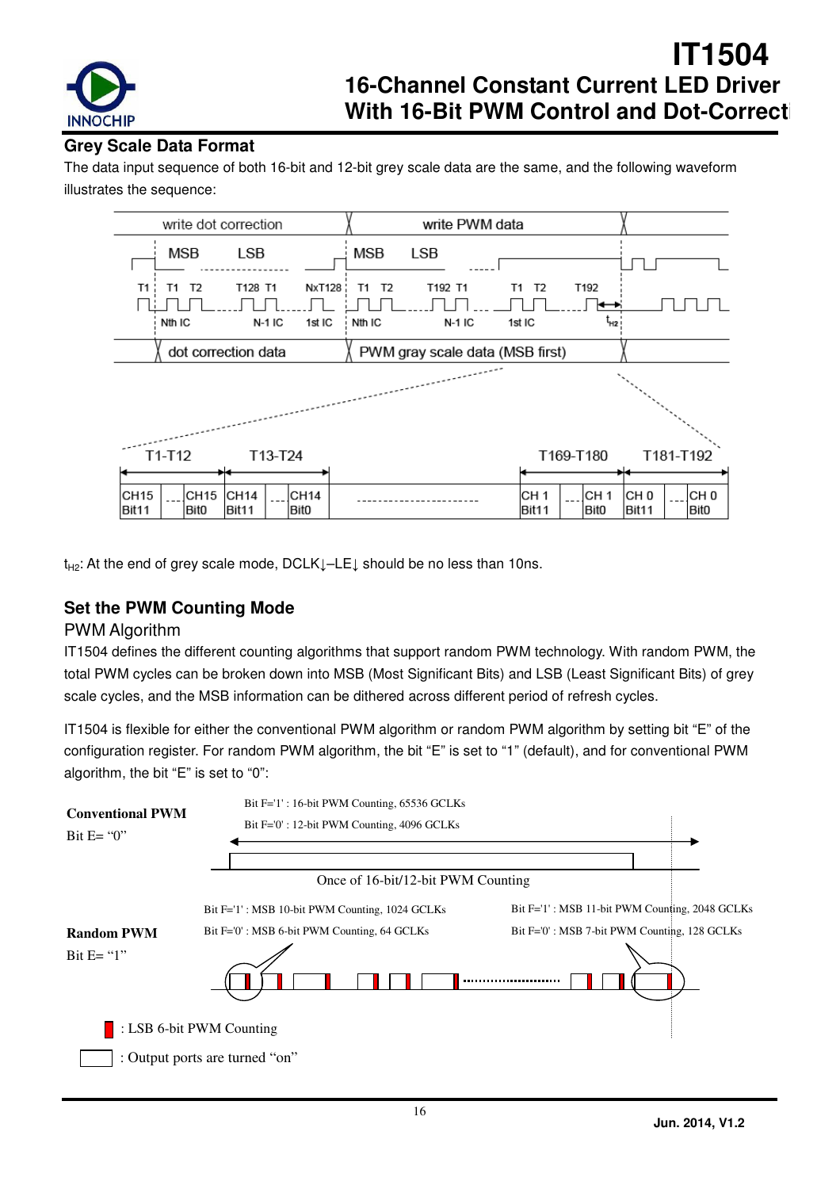## Grey Scale Data Format

The data input sequence of both 16-bit and 12-bit grey scale data are the same, and the following waveform illustrates the sequence:

$t_{H2}$: At the end of grey scale mode, DCLK↓–LE↓ should be no less than 10ns.

## Set the PWM Counting Mode

### PWM Algorithm

IT1504 defines the different counting algorithms that support random PWM technology. With random PWM, the total PWM cycles can be broken down into MSB (Most Significant Bits) and LSB (Least Significant Bits) of grey scale cycles, and the MSB information can be dithered across different period of refresh cycles.

IT1504 is flexible for either the conventional PWM algorithm or random PWM algorithm by setting bit "E" of the configuration register. For random PWM algorithm, the bit "E" is set to "1" (default), and for conventional PWM algorithm, the bit "E" is set to "0":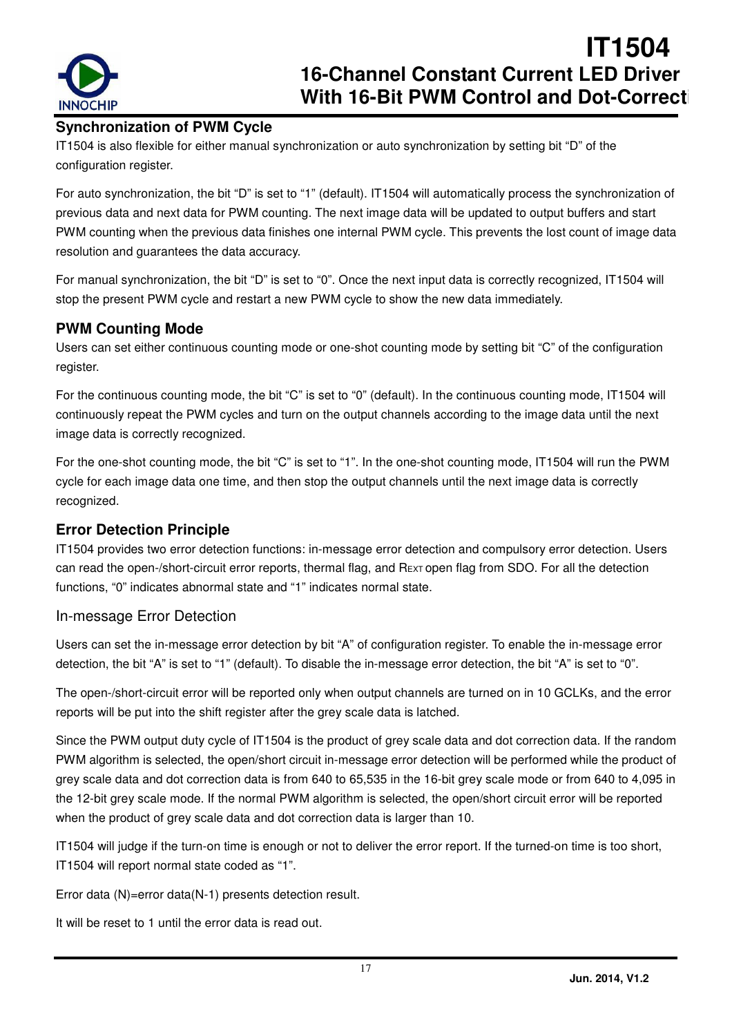## Synchronization of PWM Cycle

IT1504 is also flexible for either manual synchronization or auto synchronization by setting bit "D" of the configuration register.

For auto synchronization, the bit "D" is set to "1" (default). IT1504 will automatically process the synchronization of previous data and next data for PWM counting. The next image data will be updated to output buffers and start PWM counting when the previous data finishes one internal PWM cycle. This prevents the lost count of image data resolution and guarantees the data accuracy.

For manual synchronization, the bit "D" is set to "0". Once the next input data is correctly recognized, IT1504 will stop the present PWM cycle and restart a new PWM cycle to show the new data immediately.

## PWM Counting Mode

Users can set either continuous counting mode or one-shot counting mode by setting bit "C" of the configuration register.

For the continuous counting mode, the bit "C" is set to "0" (default). In the continuous counting mode, IT1504 will continuously repeat the PWM cycles and turn on the output channels according to the image data until the next image data is correctly recognized.

For the one-shot counting mode, the bit "C" is set to "1". In the one-shot counting mode, IT1504 will run the PWM cycle for each image data one time, and then stop the output channels until the next image data is correctly recognized.

## Error Detection Principle

IT1504 provides two error detection functions: in-message error detection and compulsory error detection. Users can read the open-/short-circuit error reports, thermal flag, and $R_{EXT}$ open flag from SDO. For all the detection functions, "0" indicates abnormal state and "1" indicates normal state.

### In-message Error Detection

Users can set the in-message error detection by bit "A" of configuration register. To enable the in-message error detection, the bit "A" is set to "1" (default). To disable the in-message error detection, the bit "A" is set to "0".

The open-/short-circuit error will be reported only when output channels are turned on in 10 GCLKs, and the error reports will be put into the shift register after the grey scale data is latched.

Since the PWM output duty cycle of IT1504 is the product of grey scale data and dot correction data. If the random PWM algorithm is selected, the open/short circuit in-message error detection will be performed while the product of grey scale data and dot correction data is from 640 to 65,535 in the 16-bit grey scale mode or from 640 to 4,095 in the 12-bit grey scale mode. If the normal PWM algorithm is selected, the open/short circuit error will be reported when the product of grey scale data and dot correction data is larger than 10.

IT1504 will judge if the turn-on time is enough or not to deliver the error report. If the turned-on time is too short, IT1504 will report normal state coded as "1".

Error data (N)=error data(N-1) presents detection result.

It will be reset to 1 until the error data is read out.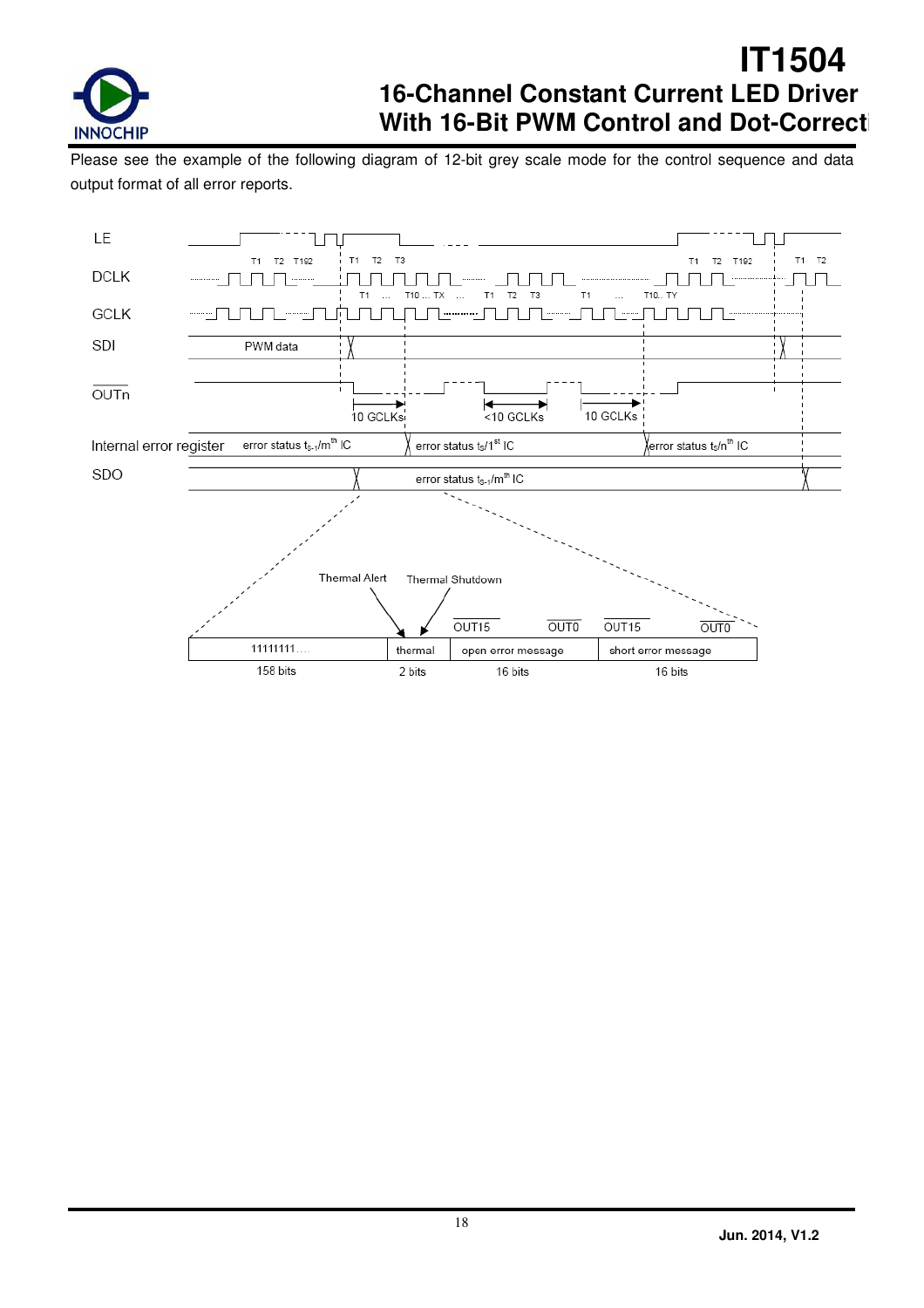Please see the example of the following diagram of 12-bit grey scale mode for the control sequence and data output format of all error reports.

LE

DCLK — T1 T2 T192 | T1 T2 T3 | T1 … T10 … TX … T1 T2 T3 | T1 … T10.. TY | T1 T2 T192 | T1 T2

GCLK

SDI — PWM data

$\overline{OUTn}$ — 10 GCLKs | <10 GCLKs | 10 GCLKs

Internal error register — error status $t_{s-1}$/m[th] IC | error status $t_s$/1[st] IC | error status $t_s$/n[th] IC

SDO — error status $t_{s-1}$/m[th] IC

Thermal Alert | Thermal Shutdown

| 11111111…. | thermal | open error message ($\overline{OUT15}$ … $\overline{OUT0}$) | short error message ($\overline{OUT15}$ … $\overline{OUT0}$) |
|---|---|---|---|
| 158 bits | 2 bits | 16 bits | 16 bits |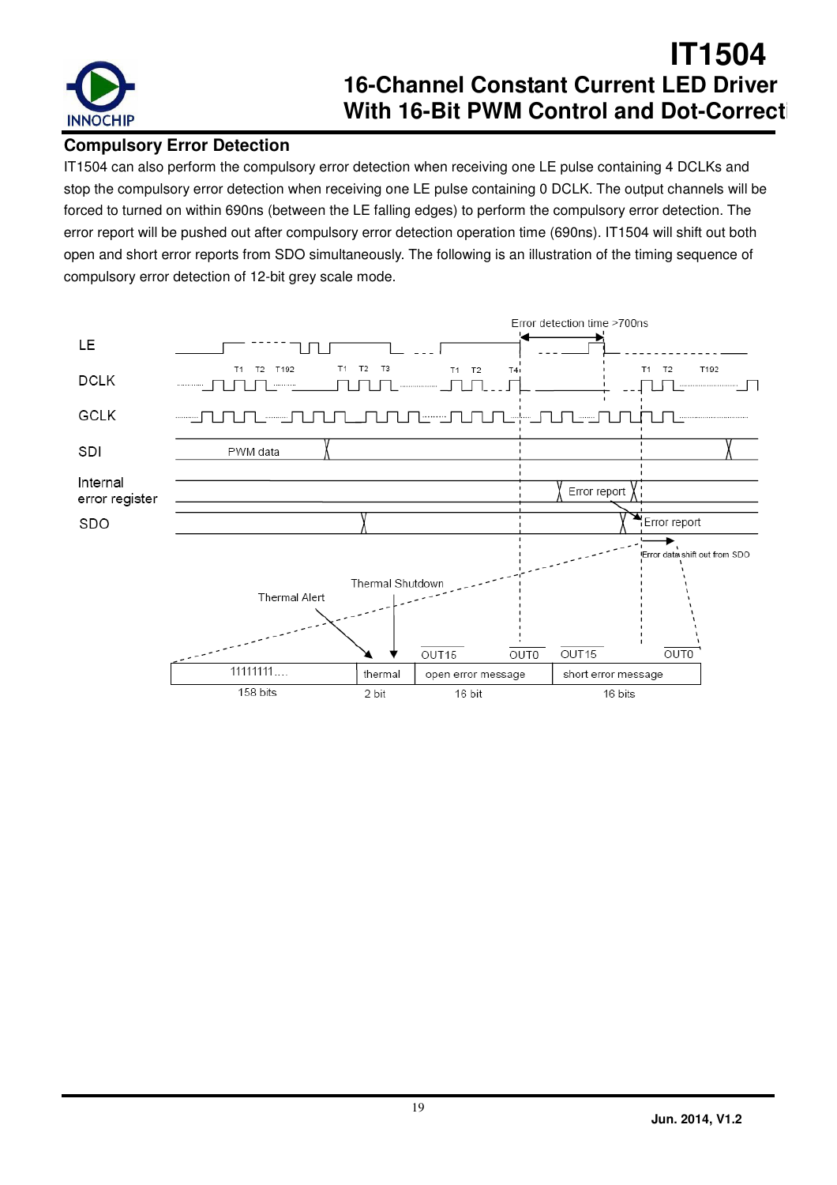## Compulsory Error Detection

IT1504 can also perform the compulsory error detection when receiving one LE pulse containing 4 DCLKs and stop the compulsory error detection when receiving one LE pulse containing 0 DCLK. The output channels will be forced to turned on within 690ns (between the LE falling edges) to perform the compulsory error detection. The error report will be pushed out after compulsory error detection operation time (690ns). IT1504 will shift out both open and short error reports from SDO simultaneously. The following is an illustration of the timing sequence of compulsory error detection of 12-bit grey scale mode.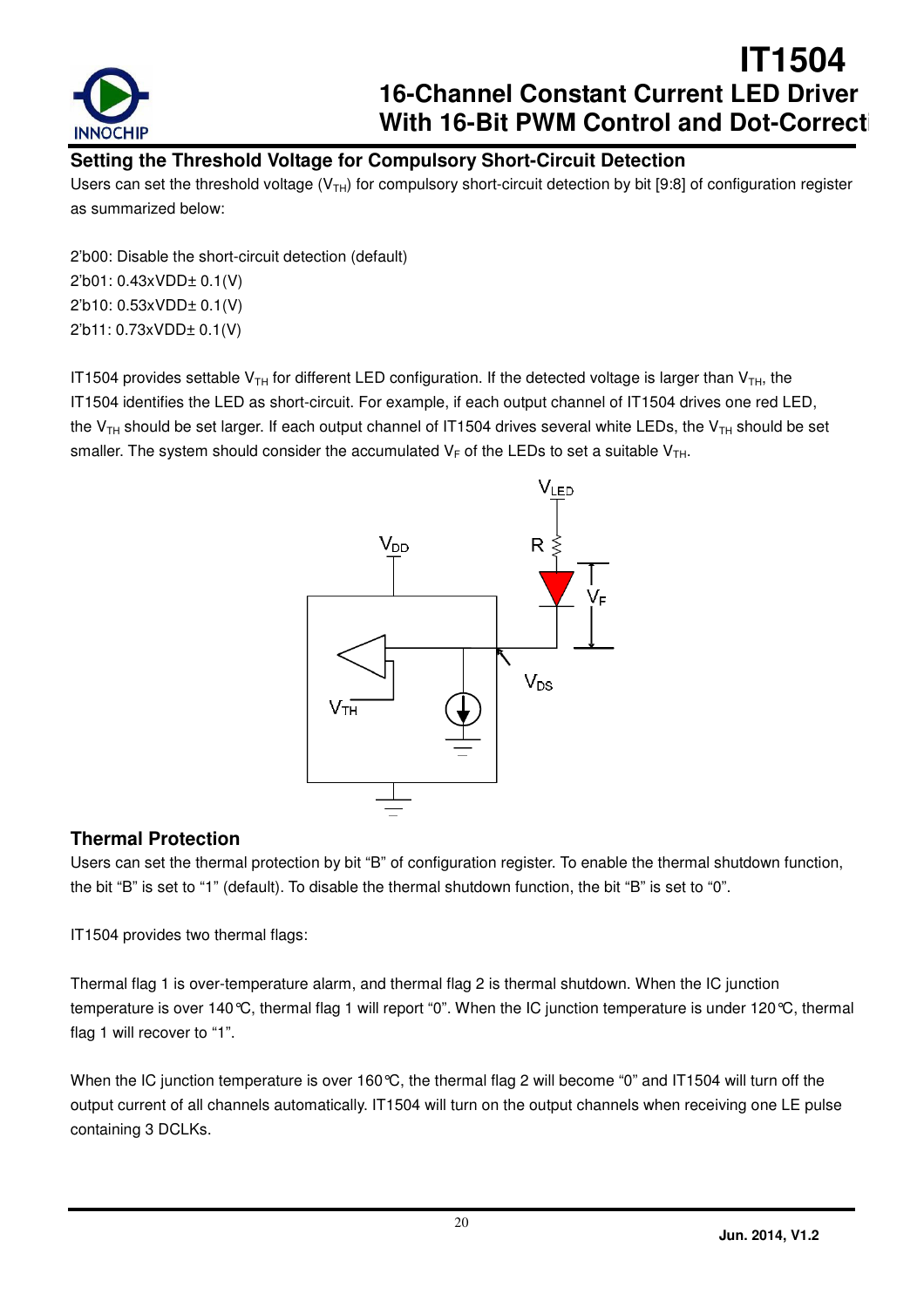## Setting the Threshold Voltage for Compulsory Short-Circuit Detection

Users can set the threshold voltage ($V_{TH}$) for compulsory short-circuit detection by bit [9:8] of configuration register as summarized below:

2'b00: Disable the short-circuit detection (default)
2'b01: 0.43xVDD± 0.1(V)
2'b10: 0.53xVDD± 0.1(V)
2'b11: 0.73xVDD± 0.1(V)

IT1504 provides settable $V_{TH}$ for different LED configuration. If the detected voltage is larger than $V_{TH}$, the IT1504 identifies the LED as short-circuit. For example, if each output channel of IT1504 drives one red LED, the $V_{TH}$ should be set larger. If each output channel of IT1504 drives several white LEDs, the $V_{TH}$ should be set smaller. The system should consider the accumulated $V_F$ of the LEDs to set a suitable $V_{TH}$.

## Thermal Protection

Users can set the thermal protection by bit "B" of configuration register. To enable the thermal shutdown function, the bit "B" is set to "1" (default). To disable the thermal shutdown function, the bit "B" is set to "0".

IT1504 provides two thermal flags:

Thermal flag 1 is over-temperature alarm, and thermal flag 2 is thermal shutdown. When the IC junction temperature is over 140℃, thermal flag 1 will report "0". When the IC junction temperature is under 120℃, thermal flag 1 will recover to "1".

When the IC junction temperature is over 160℃, the thermal flag 2 will become "0" and IT1504 will turn off the output current of all channels automatically. IT1504 will turn on the output channels when receiving one LE pulse containing 3 DCLKs.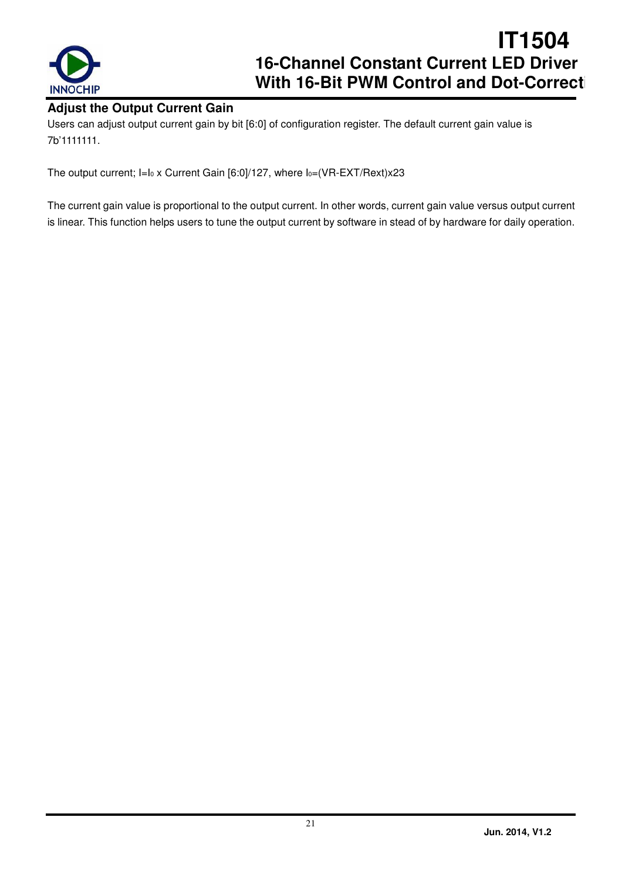### Adjust the Output Current Gain

Users can adjust output current gain by bit [6:0] of configuration register. The default current gain value is 7b'1111111.

The output current; $I = I_0$ x Current Gain [6:0]/127, where $I_0$=(VR-EXT/Rext)x23

The current gain value is proportional to the output current. In other words, current gain value versus output current is linear. This function helps users to tune the output current by software in stead of by hardware for daily operation.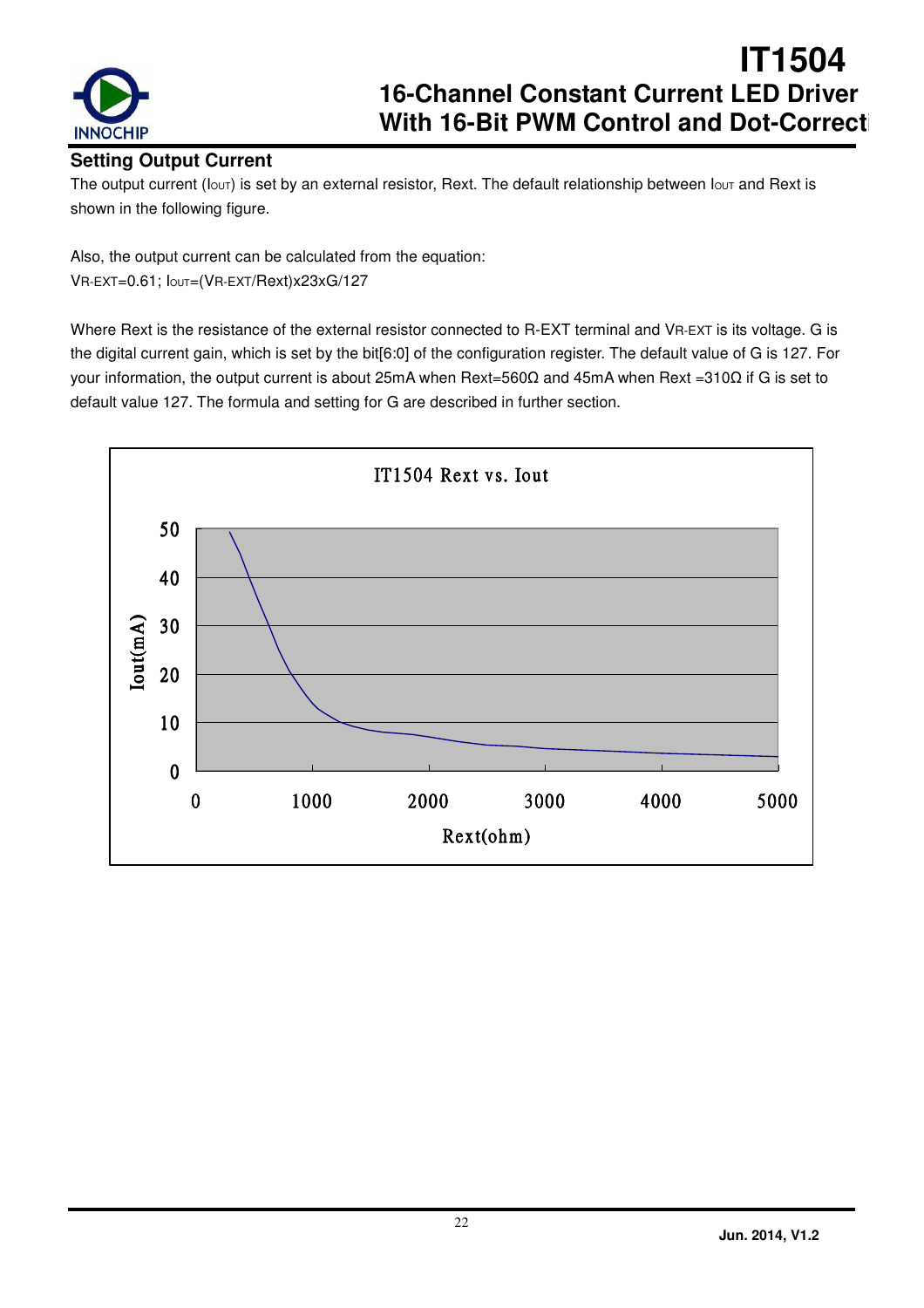## Setting Output Current

The output current ($I_{OUT}$) is set by an external resistor, Rext. The default relationship between $I_{OUT}$ and Rext is shown in the following figure.

Also, the output current can be calculated from the equation:
$V_{R\text{-}EXT}=0.61$; $I_{OUT}=(V_{R\text{-}EXT}/Rext)\times 23\times G/127$

Where Rext is the resistance of the external resistor connected to R-EXT terminal and $V_{R\text{-}EXT}$ is its voltage. G is the digital current gain, which is set by the bit[6:0] of the configuration register. The default value of G is 127. For your information, the output current is about 25mA when Rext=560Ω and 45mA when Rext =310Ω if G is set to default value 127. The formula and setting for G are described in further section.

IT1504 Rext vs. Iout

Iout(mA)

Rext(ohm)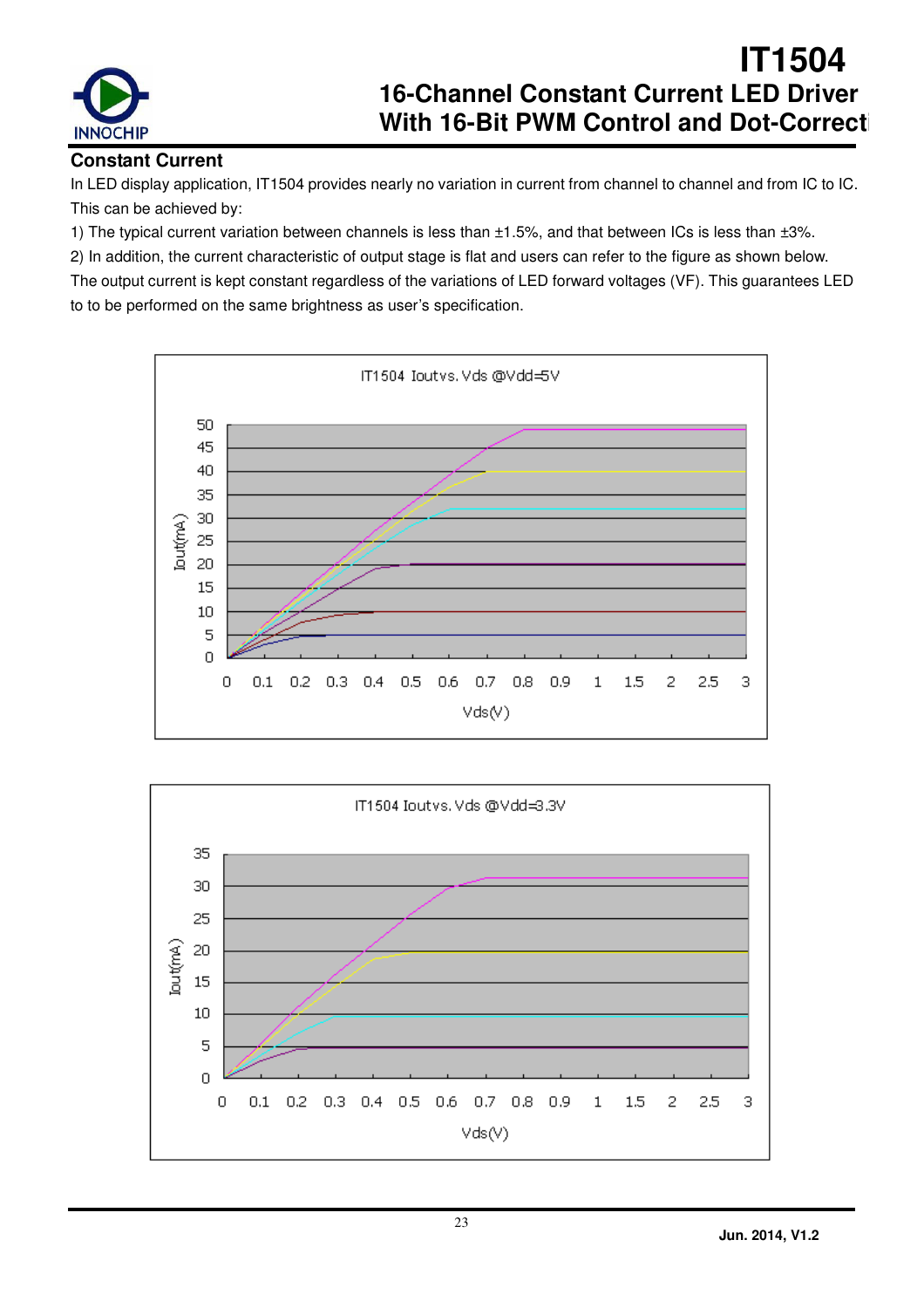## Constant Current

In LED display application, IT1504 provides nearly no variation in current from channel to channel and from IC to IC. This can be achieved by:

1) The typical current variation between channels is less than ±1.5%, and that between ICs is less than ±3%.

2) In addition, the current characteristic of output stage is flat and users can refer to the figure as shown below. The output current is kept constant regardless of the variations of LED forward voltages (VF). This guarantees LED to to be performed on the same brightness as user's specification.

IT1504 Ioutvs. Vds @Vdd=5V

IT1504 Ioutvs. Vds @Vdd=3.3V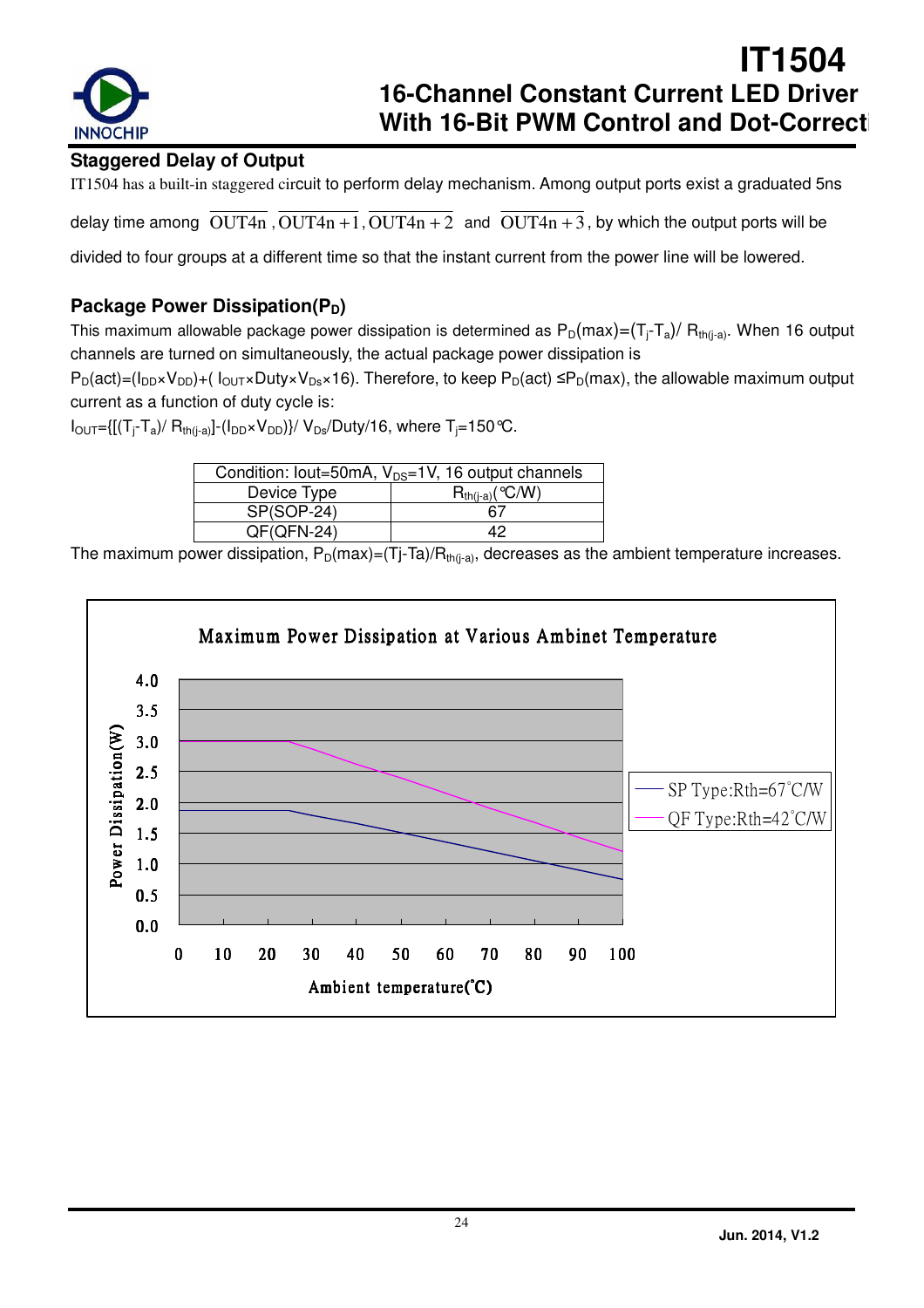### Staggered Delay of Output

IT1504 has a built-in staggered circuit to perform delay mechanism. Among output ports exist a graduated 5ns delay time among $\overline{\text{OUT4n}}$, $\overline{\text{OUT4n+1}}$, $\overline{\text{OUT4n+2}}$ and $\overline{\text{OUT4n+3}}$, by which the output ports will be divided to four groups at a different time so that the instant current from the power line will be lowered.

### Package Power Dissipation($P_D$)

This maximum allowable package power dissipation is determined as $P_D(max)=(T_j-T_a)/R_{th(j-a)}$. When 16 output channels are turned on simultaneously, the actual package power dissipation is $P_D(act)=(I_{DD}\times V_{DD})+(I_{OUT}\times Duty\times V_{Ds}\times 16)$. Therefore, to keep $P_D(act) \leq P_D(max)$, the allowable maximum output current as a function of duty cycle is:

$I_{OUT}=\{[(T_j-T_a)/R_{th(j-a)}]-(I_{DD}\times V_{DD})\}/V_{Ds}/Duty/16$, where $T_j$=150℃.

| Condition: Iout=50mA, $V_{DS}$=1V, 16 output channels | |
|---|---|
| Device Type | $R_{th(j-a)}$(℃/W) |
| SP(SOP-24) | 67 |
| QF(QFN-24) | 42 |

The maximum power dissipation, $P_D(max)=(Tj-Ta)/R_{th(j-a)}$, decreases as the ambient temperature increases.

Maximum Power Dissipation at Various Ambinet Temperature

| Ambient temperature (℃) | SP Type: Rth=67°C/W (W) | QF Type: Rth=42°C/W (W) |
|---|---|---|
| 0 | ~1.87 | ~3.0 |
| 25 | ~1.87 | ~3.0 |
| 100 | ~0.75 | ~1.19 |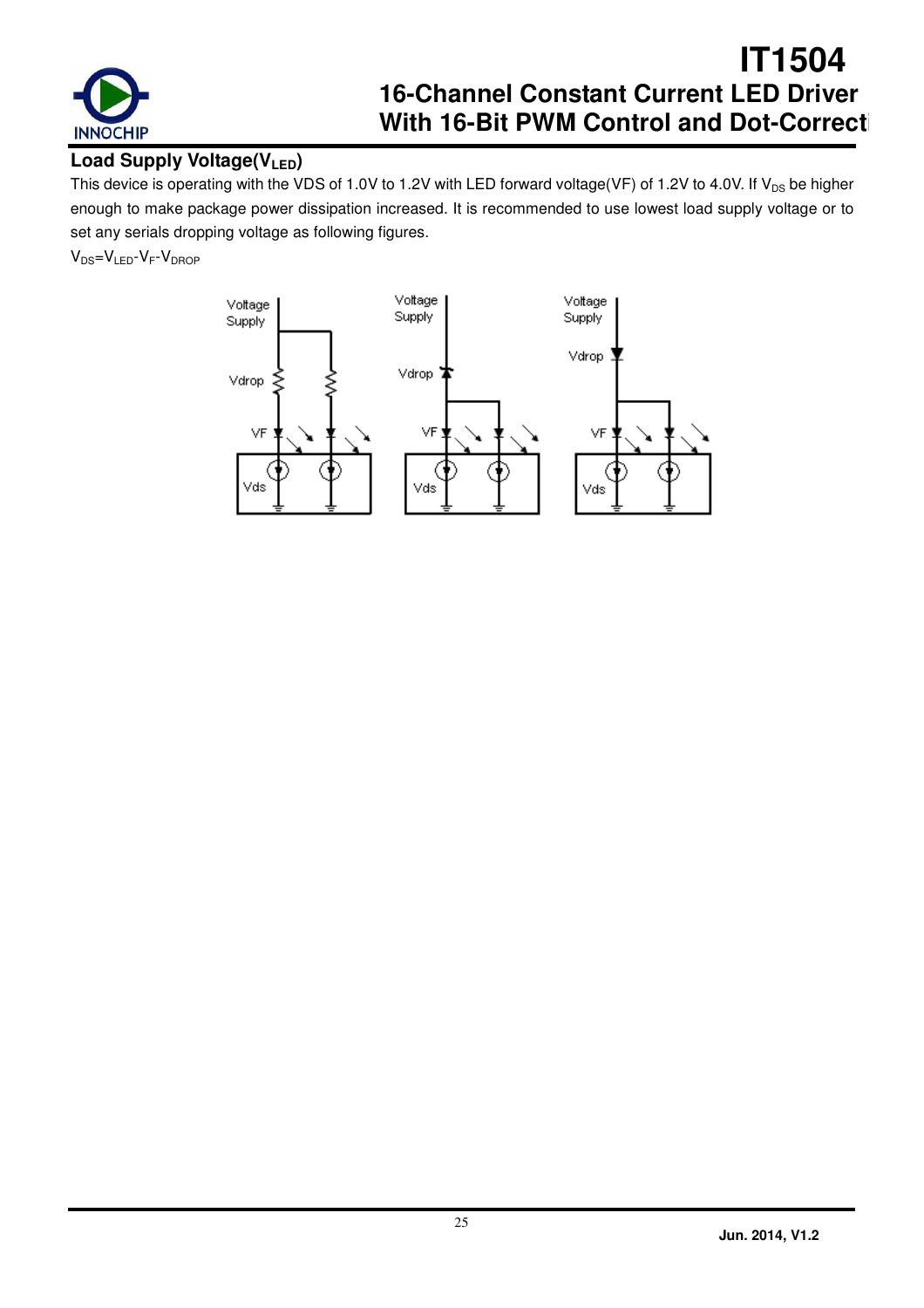## Load Supply Voltage($V_{LED}$)

This device is operating with the VDS of 1.0V to 1.2V with LED forward voltage(VF) of 1.2V to 4.0V. If $V_{DS}$ be higher enough to make package power dissipation increased. It is recommended to use lowest load supply voltage or to set any serials dropping voltage as following figures.

$V_{DS}$=$V_{LED}$-$V_F$-$V_{DROP}$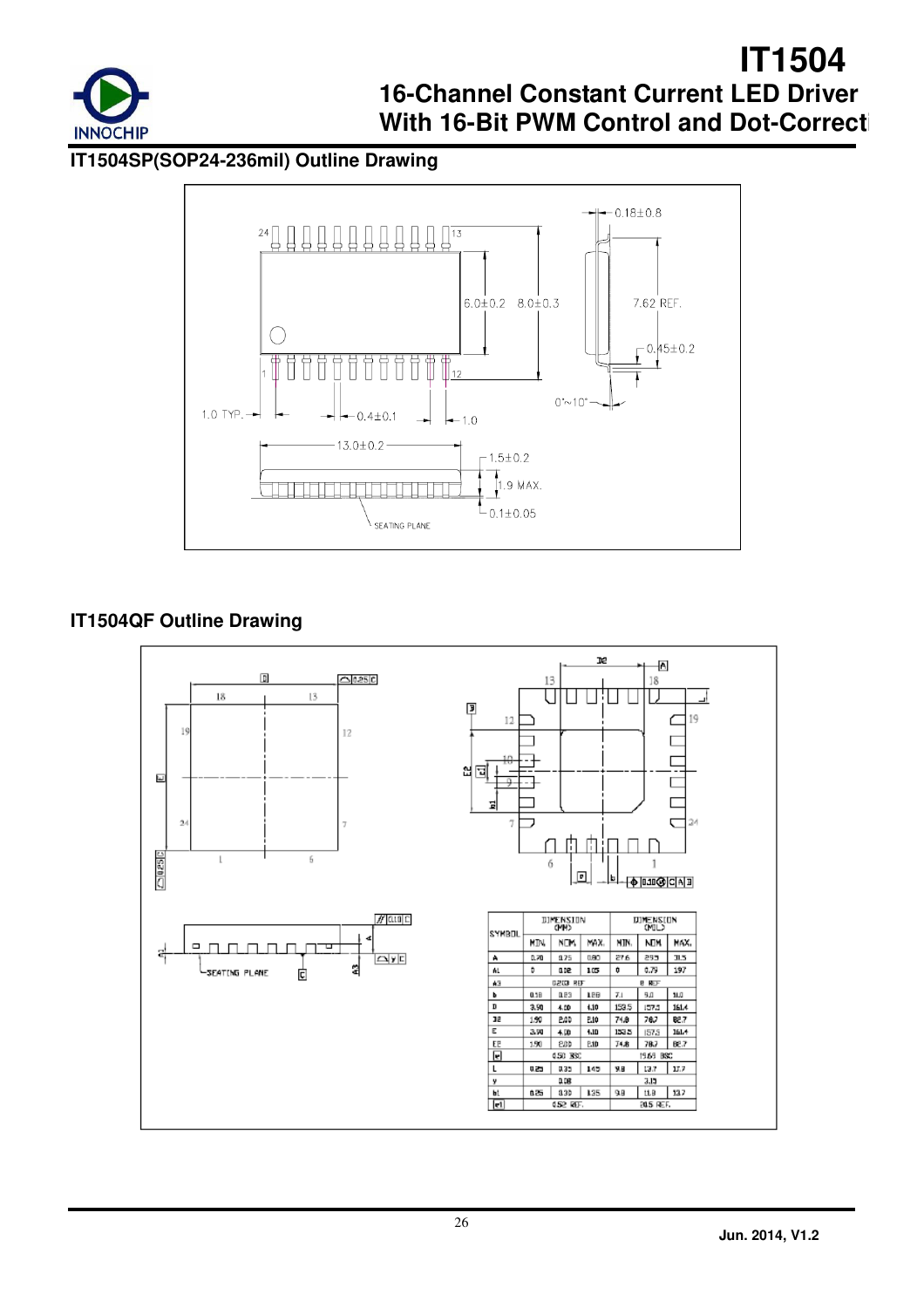## IT1504SP(SOP24-236mil) Outline Drawing

## IT1504QF Outline Drawing

| SYMBOL | DIMENSION (MM) | | | DIMENSION (MIL) | | |
|---|---|---|---|---|---|---|
| | MIN. | NOM. | MAX. | MIN. | NOM. | MAX. |
| A | 0.70 | 0.75 | 0.80 | 27.6 | 29.5 | 31.5 |
| A1 | 0 | 0.02 | 0.05 | 0 | 0.79 | 1.97 |
| A3 | 0.203 REF | | | 8 REF | | |
| b | 0.18 | 0.23 | 0.28 | 7.1 | 9.0 | 11.0 |
| D | 3.90 | 4.00 | 4.10 | 153.5 | 157.5 | 161.4 |
| D2 | 1.90 | 2.00 | 2.10 | 74.8 | 78.7 | 82.7 |
| E | 3.90 | 4.00 | 4.10 | 153.5 | 157.5 | 161.4 |
| E2 | 1.90 | 2.00 | 2.10 | 74.8 | 78.7 | 82.7 |
| e | 0.50 BSC | | | 19.69 BSC | | |
| L | 0.25 | 0.35 | 0.45 | 9.8 | 13.7 | 17.7 |
| y | 0.08 | | | 3.15 | | |
| b1 | 0.25 | 0.30 | 0.35 | 9.8 | 11.8 | 13.7 |
| e1 | 0.52 REF. | | | 20.5 REF. | | |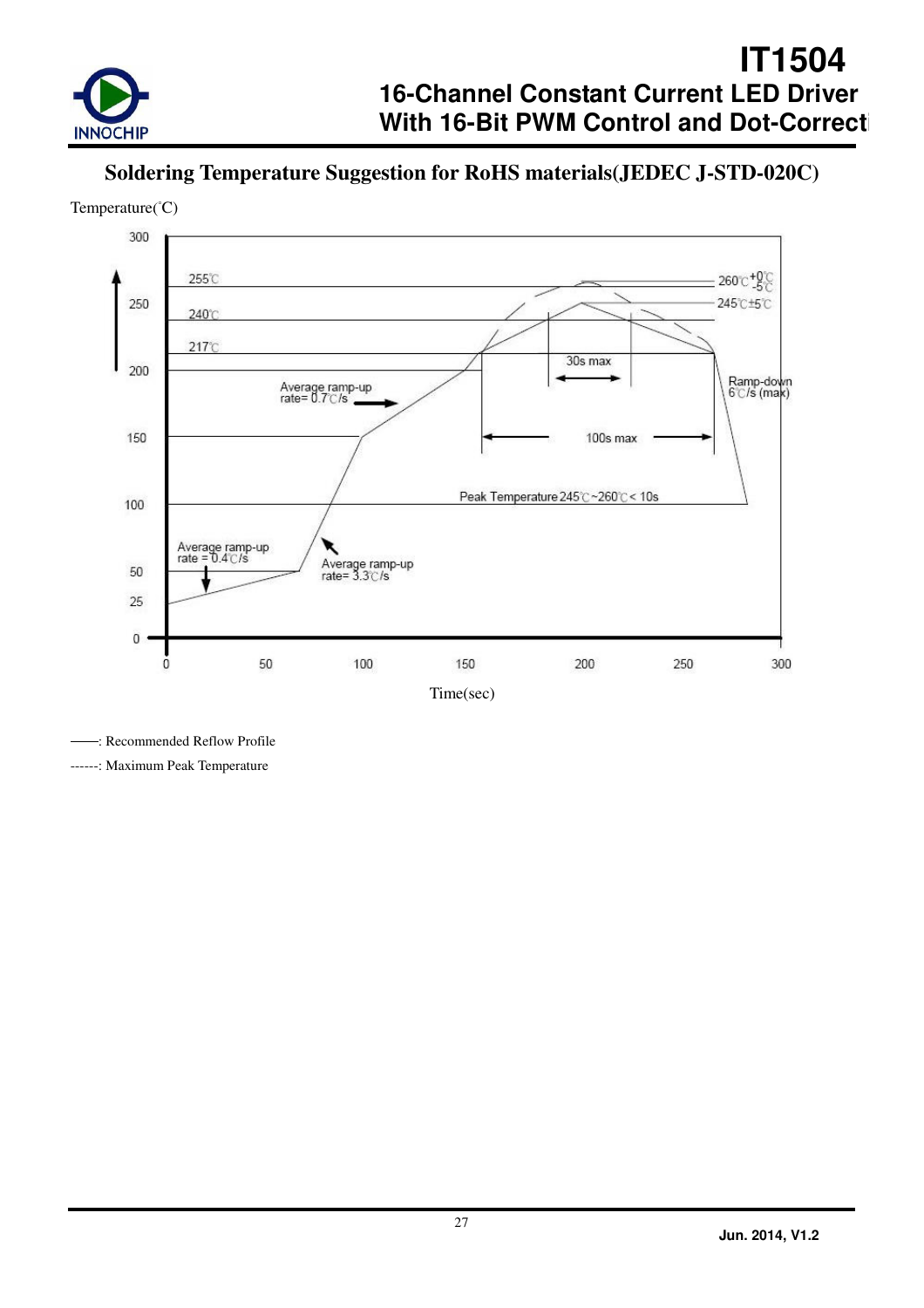## Soldering Temperature Suggestion for RoHS materials(JEDEC J-STD-020C)

Temperature(°C)

300
250
200
150
100
50
25
0

255℃
240℃
217℃

260℃ +0℃ -5℃
245℃±5℃

30s max

Average ramp-up rate= 0.7℃/s

Ramp-down 6℃/s (max)

100s max

Peak Temperature 245℃~260℃< 10s

Average ramp-up rate = 0.4℃/s

Average ramp-up rate= 3.3℃/s

0 50 100 150 200 250 300

Time(sec)

——: Recommended Reflow Profile

------: Maximum Peak Temperature